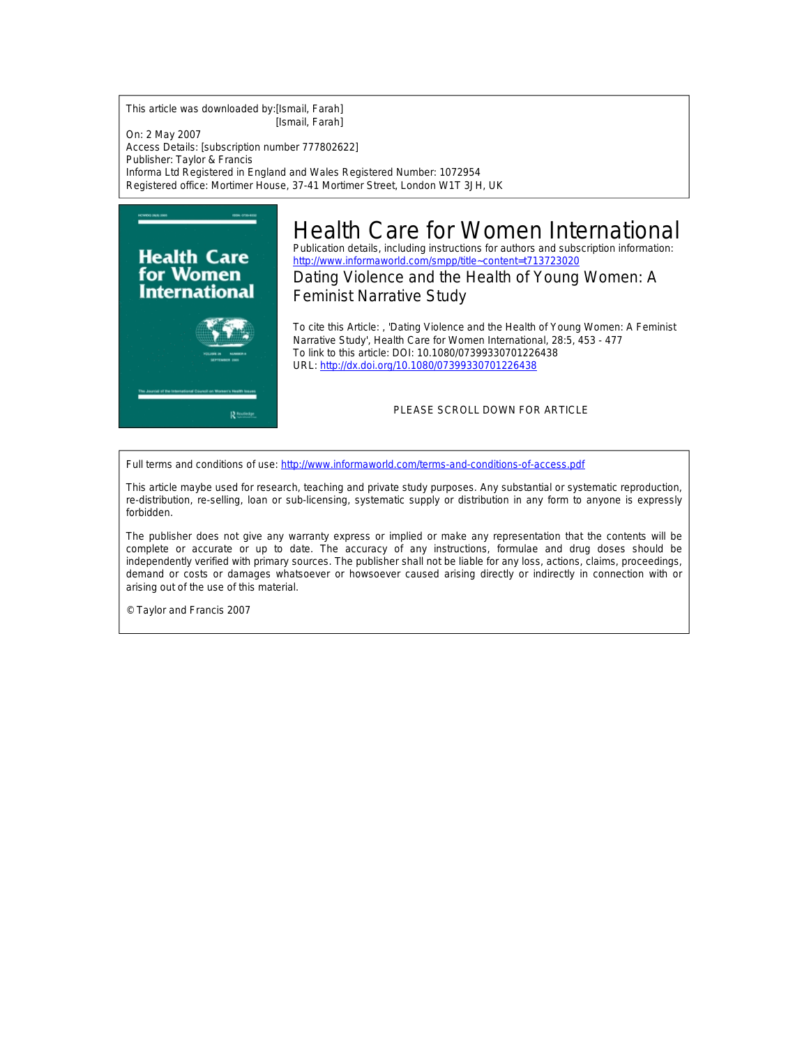This article was downloaded by:[Ismail, Farah]
[Ismail, Farah]

On: 2 May 2007

Access Details: [subscription number 777802622]

Publisher: Taylor & Francis

Informa Ltd Registered in England and Wales Registered Number: 1072954

Registered office: Mortimer House, 37-41 Mortimer Street, London W1T 3JH, UK

# Health Care for Women International

Publication details, including instructions for authors and subscription information:
http://www.informaworld.com/smpp/title~content=t713723020

## Dating Violence and the Health of Young Women: A Feminist Narrative Study

To cite this Article: , 'Dating Violence and the Health of Young Women: A Feminist Narrative Study', Health Care for Women International, 28:5, 453 - 477

To link to this article: DOI: 10.1080/07399330701226438

URL: http://dx.doi.org/10.1080/07399330701226438

PLEASE SCROLL DOWN FOR ARTICLE

Full terms and conditions of use: http://www.informaworld.com/terms-and-conditions-of-access.pdf

This article maybe used for research, teaching and private study purposes. Any substantial or systematic reproduction, re-distribution, re-selling, loan or sub-licensing, systematic supply or distribution in any form to anyone is expressly forbidden.

The publisher does not give any warranty express or implied or make any representation that the contents will be complete or accurate or up to date. The accuracy of any instructions, formulae and drug doses should be independently verified with primary sources. The publisher shall not be liable for any loss, actions, claims, proceedings, demand or costs or damages whatsoever or howsoever caused arising directly or indirectly in connection with or arising out of the use of this material.

© Taylor and Francis 2007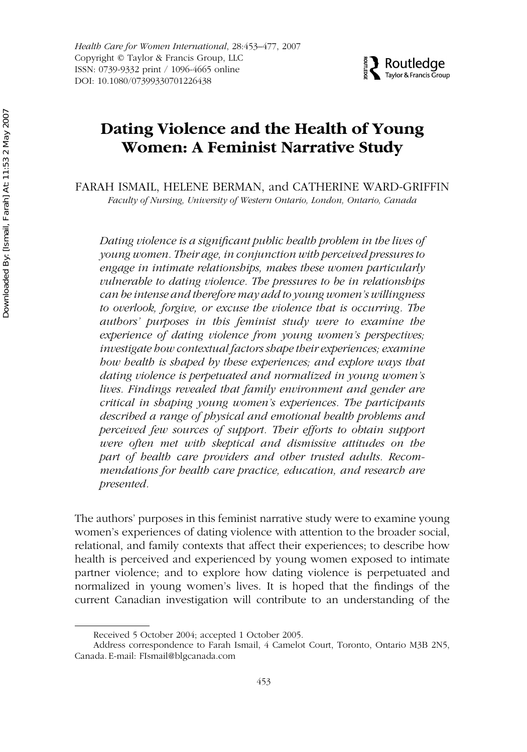# Dating Violence and the Health of Young Women: A Feminist Narrative Study

FARAH ISMAIL, HELENE BERMAN, and CATHERINE WARD-GRIFFIN

*Faculty of Nursing, University of Western Ontario, London, Ontario, Canada*

*Dating violence is a significant public health problem in the lives of young women. Their age, in conjunction with perceived pressures to engage in intimate relationships, makes these women particularly vulnerable to dating violence. The pressures to be in relationships can be intense and therefore may add to young women's willingness to overlook, forgive, or excuse the violence that is occurring. The authors' purposes in this feminist study were to examine the experience of dating violence from young women's perspectives; investigate how contextual factors shape their experiences; examine how health is shaped by these experiences; and explore ways that dating violence is perpetuated and normalized in young women's lives. Findings revealed that family environment and gender are critical in shaping young women's experiences. The participants described a range of physical and emotional health problems and perceived few sources of support. Their efforts to obtain support were often met with skeptical and dismissive attitudes on the part of health care providers and other trusted adults. Recommendations for health care practice, education, and research are presented.*

The authors' purposes in this feminist narrative study were to examine young women's experiences of dating violence with attention to the broader social, relational, and family contexts that affect their experiences; to describe how health is perceived and experienced by young women exposed to intimate partner violence; and to explore how dating violence is perpetuated and normalized in young women's lives. It is hoped that the findings of the current Canadian investigation will contribute to an understanding of the

---

Received 5 October 2004; accepted 1 October 2005.

Address correspondence to Farah Ismail, 4 Camelot Court, Toronto, Ontario M3B 2N5, Canada. E-mail: FIsmail@blgcanada.com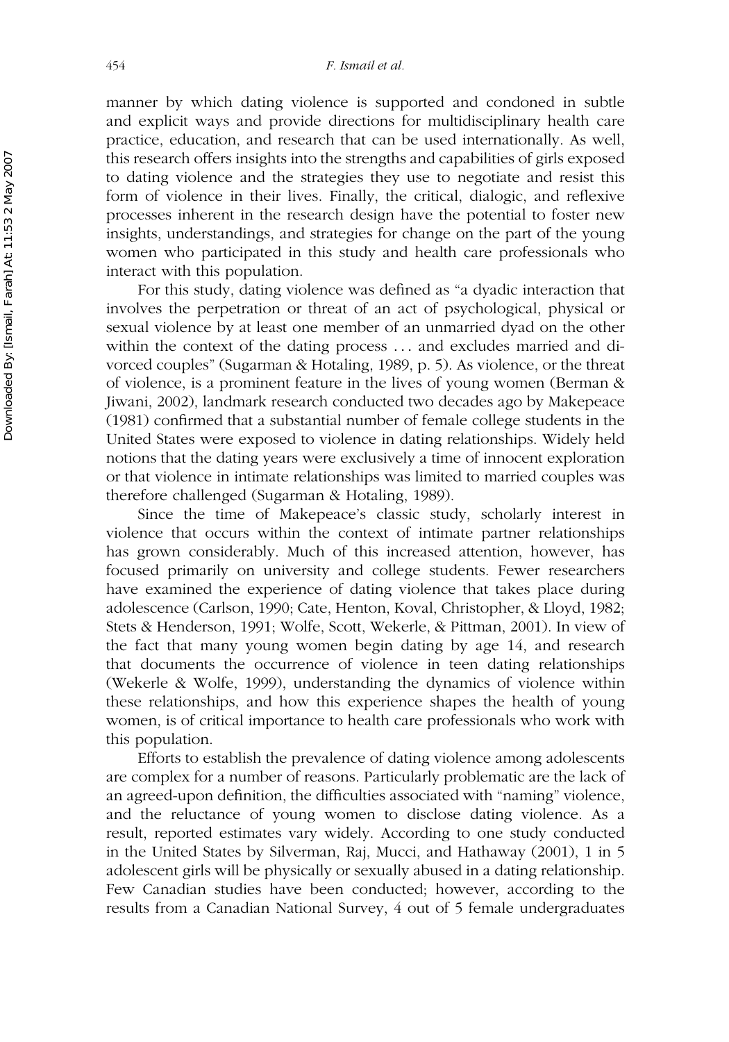manner by which dating violence is supported and condoned in subtle and explicit ways and provide directions for multidisciplinary health care practice, education, and research that can be used internationally. As well, this research offers insights into the strengths and capabilities of girls exposed to dating violence and the strategies they use to negotiate and resist this form of violence in their lives. Finally, the critical, dialogic, and reflexive processes inherent in the research design have the potential to foster new insights, understandings, and strategies for change on the part of the young women who participated in this study and health care professionals who interact with this population.

For this study, dating violence was defined as "a dyadic interaction that involves the perpetration or threat of an act of psychological, physical or sexual violence by at least one member of an unmarried dyad on the other within the context of the dating process . . . and excludes married and divorced couples" (Sugarman & Hotaling, 1989, p. 5). As violence, or the threat of violence, is a prominent feature in the lives of young women (Berman & Jiwani, 2002), landmark research conducted two decades ago by Makepeace (1981) confirmed that a substantial number of female college students in the United States were exposed to violence in dating relationships. Widely held notions that the dating years were exclusively a time of innocent exploration or that violence in intimate relationships was limited to married couples was therefore challenged (Sugarman & Hotaling, 1989).

Since the time of Makepeace's classic study, scholarly interest in violence that occurs within the context of intimate partner relationships has grown considerably. Much of this increased attention, however, has focused primarily on university and college students. Fewer researchers have examined the experience of dating violence that takes place during adolescence (Carlson, 1990; Cate, Henton, Koval, Christopher, & Lloyd, 1982; Stets & Henderson, 1991; Wolfe, Scott, Wekerle, & Pittman, 2001). In view of the fact that many young women begin dating by age 14, and research that documents the occurrence of violence in teen dating relationships (Wekerle & Wolfe, 1999), understanding the dynamics of violence within these relationships, and how this experience shapes the health of young women, is of critical importance to health care professionals who work with this population.

Efforts to establish the prevalence of dating violence among adolescents are complex for a number of reasons. Particularly problematic are the lack of an agreed-upon definition, the difficulties associated with "naming" violence, and the reluctance of young women to disclose dating violence. As a result, reported estimates vary widely. According to one study conducted in the United States by Silverman, Raj, Mucci, and Hathaway (2001), 1 in 5 adolescent girls will be physically or sexually abused in a dating relationship. Few Canadian studies have been conducted; however, according to the results from a Canadian National Survey, 4 out of 5 female undergraduates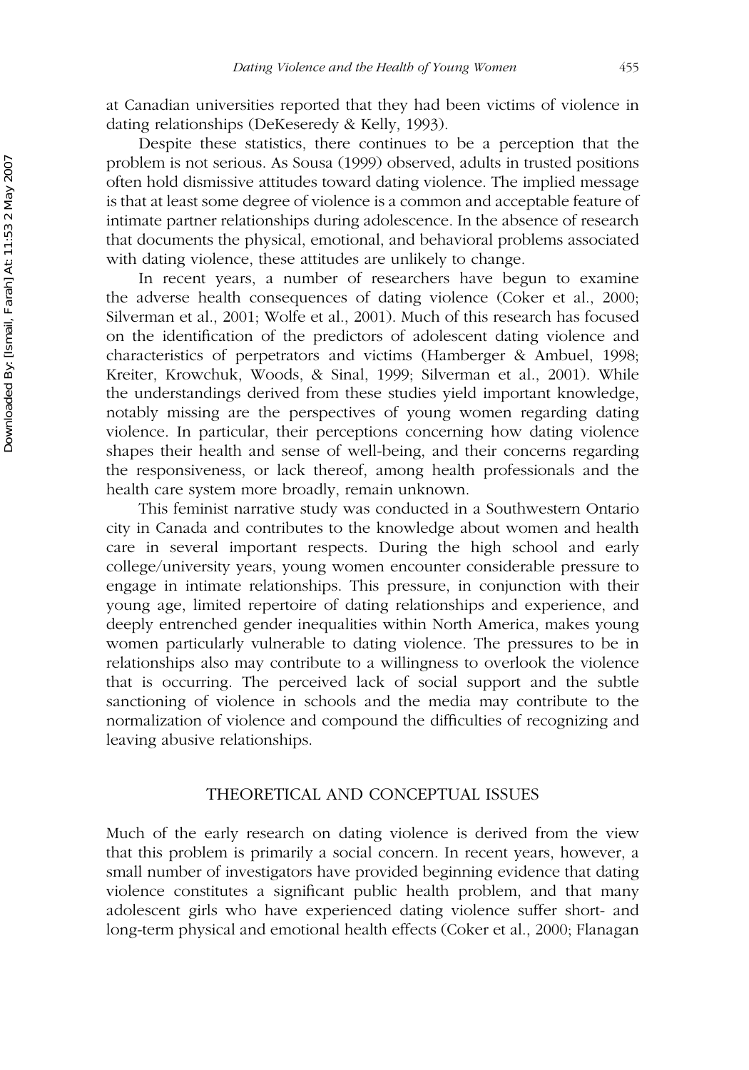at Canadian universities reported that they had been victims of violence in dating relationships (DeKeseredy & Kelly, 1993).

Despite these statistics, there continues to be a perception that the problem is not serious. As Sousa (1999) observed, adults in trusted positions often hold dismissive attitudes toward dating violence. The implied message is that at least some degree of violence is a common and acceptable feature of intimate partner relationships during adolescence. In the absence of research that documents the physical, emotional, and behavioral problems associated with dating violence, these attitudes are unlikely to change.

In recent years, a number of researchers have begun to examine the adverse health consequences of dating violence (Coker et al., 2000; Silverman et al., 2001; Wolfe et al., 2001). Much of this research has focused on the identification of the predictors of adolescent dating violence and characteristics of perpetrators and victims (Hamberger & Ambuel, 1998; Kreiter, Krowchuk, Woods, & Sinal, 1999; Silverman et al., 2001). While the understandings derived from these studies yield important knowledge, notably missing are the perspectives of young women regarding dating violence. In particular, their perceptions concerning how dating violence shapes their health and sense of well-being, and their concerns regarding the responsiveness, or lack thereof, among health professionals and the health care system more broadly, remain unknown.

This feminist narrative study was conducted in a Southwestern Ontario city in Canada and contributes to the knowledge about women and health care in several important respects. During the high school and early college/university years, young women encounter considerable pressure to engage in intimate relationships. This pressure, in conjunction with their young age, limited repertoire of dating relationships and experience, and deeply entrenched gender inequalities within North America, makes young women particularly vulnerable to dating violence. The pressures to be in relationships also may contribute to a willingness to overlook the violence that is occurring. The perceived lack of social support and the subtle sanctioning of violence in schools and the media may contribute to the normalization of violence and compound the difficulties of recognizing and leaving abusive relationships.

## THEORETICAL AND CONCEPTUAL ISSUES

Much of the early research on dating violence is derived from the view that this problem is primarily a social concern. In recent years, however, a small number of investigators have provided beginning evidence that dating violence constitutes a significant public health problem, and that many adolescent girls who have experienced dating violence suffer short- and long-term physical and emotional health effects (Coker et al., 2000; Flanagan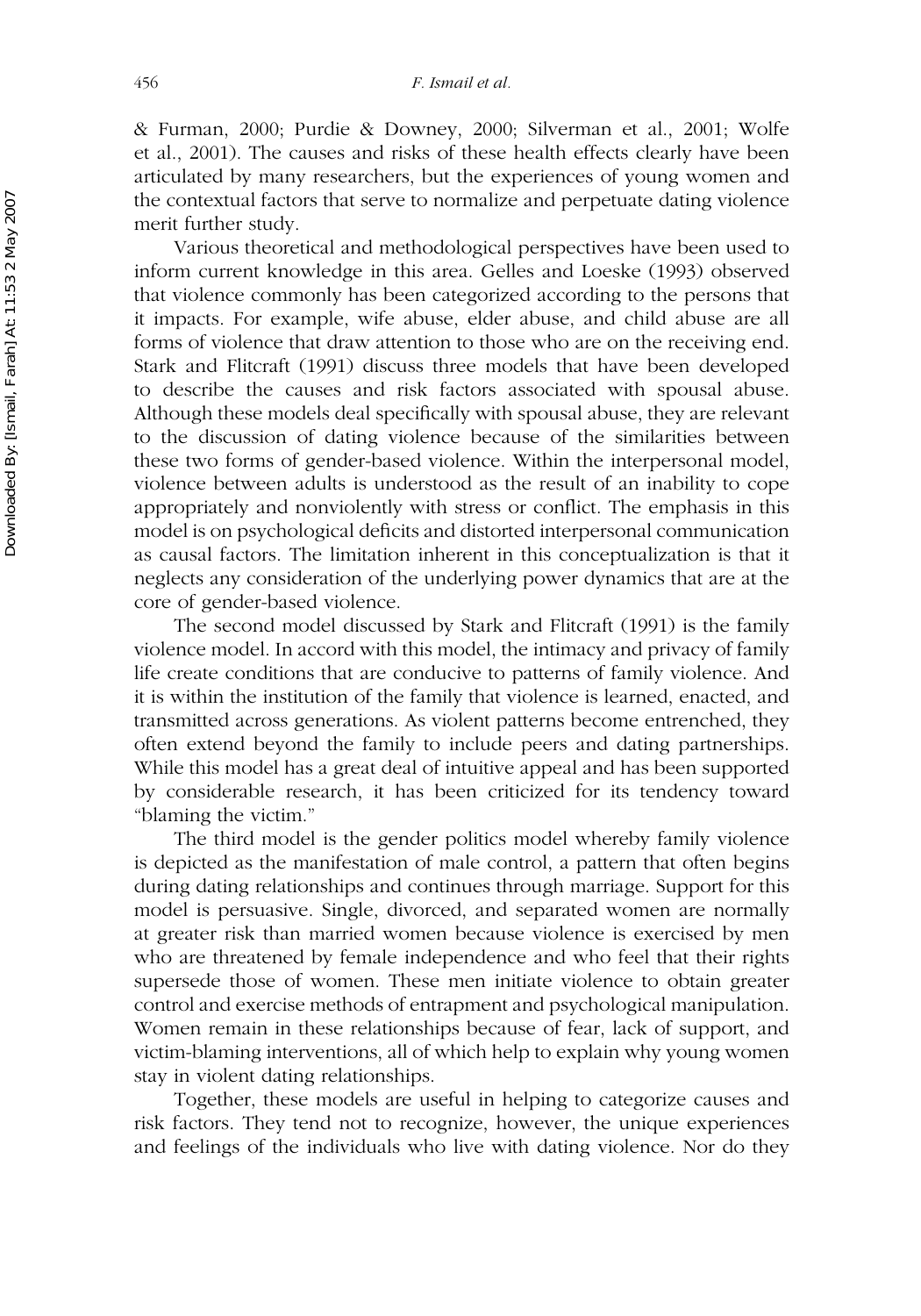& Furman, 2000; Purdie & Downey, 2000; Silverman et al., 2001; Wolfe et al., 2001). The causes and risks of these health effects clearly have been articulated by many researchers, but the experiences of young women and the contextual factors that serve to normalize and perpetuate dating violence merit further study.

Various theoretical and methodological perspectives have been used to inform current knowledge in this area. Gelles and Loeske (1993) observed that violence commonly has been categorized according to the persons that it impacts. For example, wife abuse, elder abuse, and child abuse are all forms of violence that draw attention to those who are on the receiving end. Stark and Flitcraft (1991) discuss three models that have been developed to describe the causes and risk factors associated with spousal abuse. Although these models deal specifically with spousal abuse, they are relevant to the discussion of dating violence because of the similarities between these two forms of gender-based violence. Within the interpersonal model, violence between adults is understood as the result of an inability to cope appropriately and nonviolently with stress or conflict. The emphasis in this model is on psychological deficits and distorted interpersonal communication as causal factors. The limitation inherent in this conceptualization is that it neglects any consideration of the underlying power dynamics that are at the core of gender-based violence.

The second model discussed by Stark and Flitcraft (1991) is the family violence model. In accord with this model, the intimacy and privacy of family life create conditions that are conducive to patterns of family violence. And it is within the institution of the family that violence is learned, enacted, and transmitted across generations. As violent patterns become entrenched, they often extend beyond the family to include peers and dating partnerships. While this model has a great deal of intuitive appeal and has been supported by considerable research, it has been criticized for its tendency toward "blaming the victim."

The third model is the gender politics model whereby family violence is depicted as the manifestation of male control, a pattern that often begins during dating relationships and continues through marriage. Support for this model is persuasive. Single, divorced, and separated women are normally at greater risk than married women because violence is exercised by men who are threatened by female independence and who feel that their rights supersede those of women. These men initiate violence to obtain greater control and exercise methods of entrapment and psychological manipulation. Women remain in these relationships because of fear, lack of support, and victim-blaming interventions, all of which help to explain why young women stay in violent dating relationships.

Together, these models are useful in helping to categorize causes and risk factors. They tend not to recognize, however, the unique experiences and feelings of the individuals who live with dating violence. Nor do they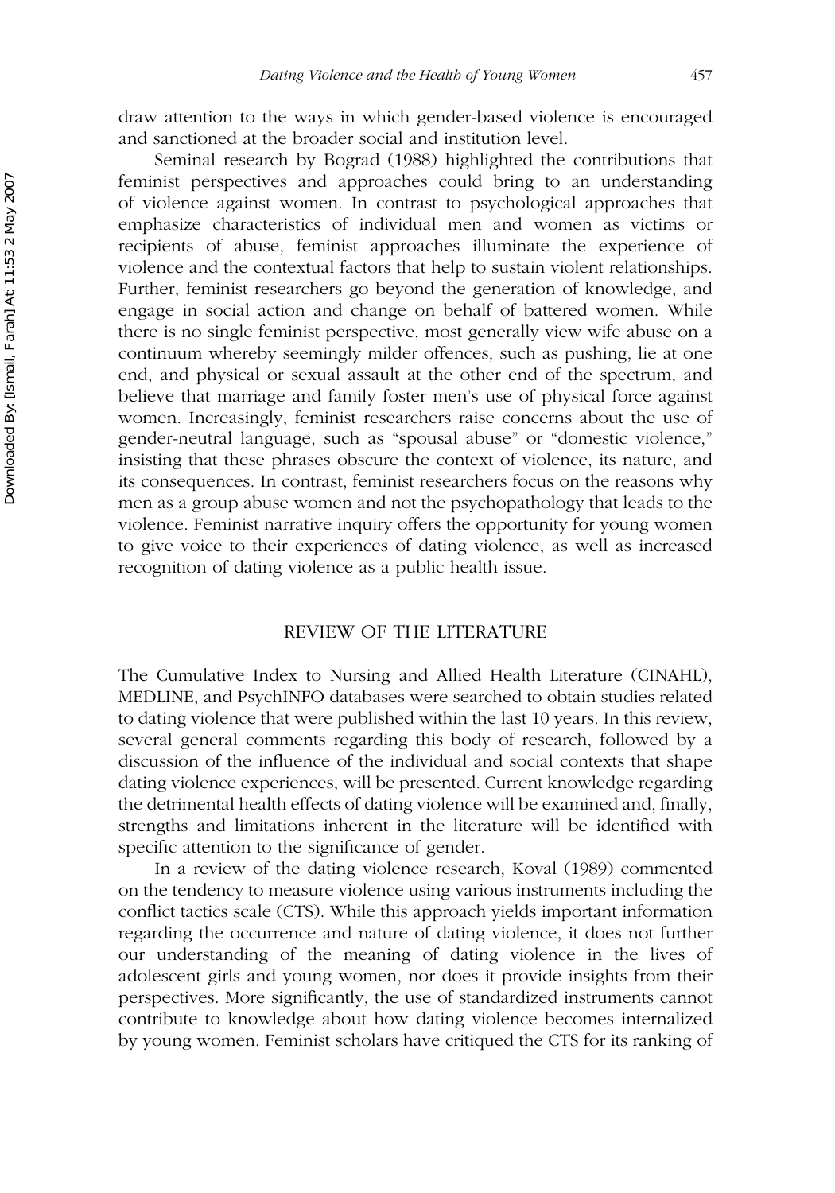draw attention to the ways in which gender-based violence is encouraged and sanctioned at the broader social and institution level.

Seminal research by Bograd (1988) highlighted the contributions that feminist perspectives and approaches could bring to an understanding of violence against women. In contrast to psychological approaches that emphasize characteristics of individual men and women as victims or recipients of abuse, feminist approaches illuminate the experience of violence and the contextual factors that help to sustain violent relationships. Further, feminist researchers go beyond the generation of knowledge, and engage in social action and change on behalf of battered women. While there is no single feminist perspective, most generally view wife abuse on a continuum whereby seemingly milder offences, such as pushing, lie at one end, and physical or sexual assault at the other end of the spectrum, and believe that marriage and family foster men's use of physical force against women. Increasingly, feminist researchers raise concerns about the use of gender-neutral language, such as "spousal abuse" or "domestic violence," insisting that these phrases obscure the context of violence, its nature, and its consequences. In contrast, feminist researchers focus on the reasons why men as a group abuse women and not the psychopathology that leads to the violence. Feminist narrative inquiry offers the opportunity for young women to give voice to their experiences of dating violence, as well as increased recognition of dating violence as a public health issue.

## REVIEW OF THE LITERATURE

The Cumulative Index to Nursing and Allied Health Literature (CINAHL), MEDLINE, and PsychINFO databases were searched to obtain studies related to dating violence that were published within the last 10 years. In this review, several general comments regarding this body of research, followed by a discussion of the influence of the individual and social contexts that shape dating violence experiences, will be presented. Current knowledge regarding the detrimental health effects of dating violence will be examined and, finally, strengths and limitations inherent in the literature will be identified with specific attention to the significance of gender.

In a review of the dating violence research, Koval (1989) commented on the tendency to measure violence using various instruments including the conflict tactics scale (CTS). While this approach yields important information regarding the occurrence and nature of dating violence, it does not further our understanding of the meaning of dating violence in the lives of adolescent girls and young women, nor does it provide insights from their perspectives. More significantly, the use of standardized instruments cannot contribute to knowledge about how dating violence becomes internalized by young women. Feminist scholars have critiqued the CTS for its ranking of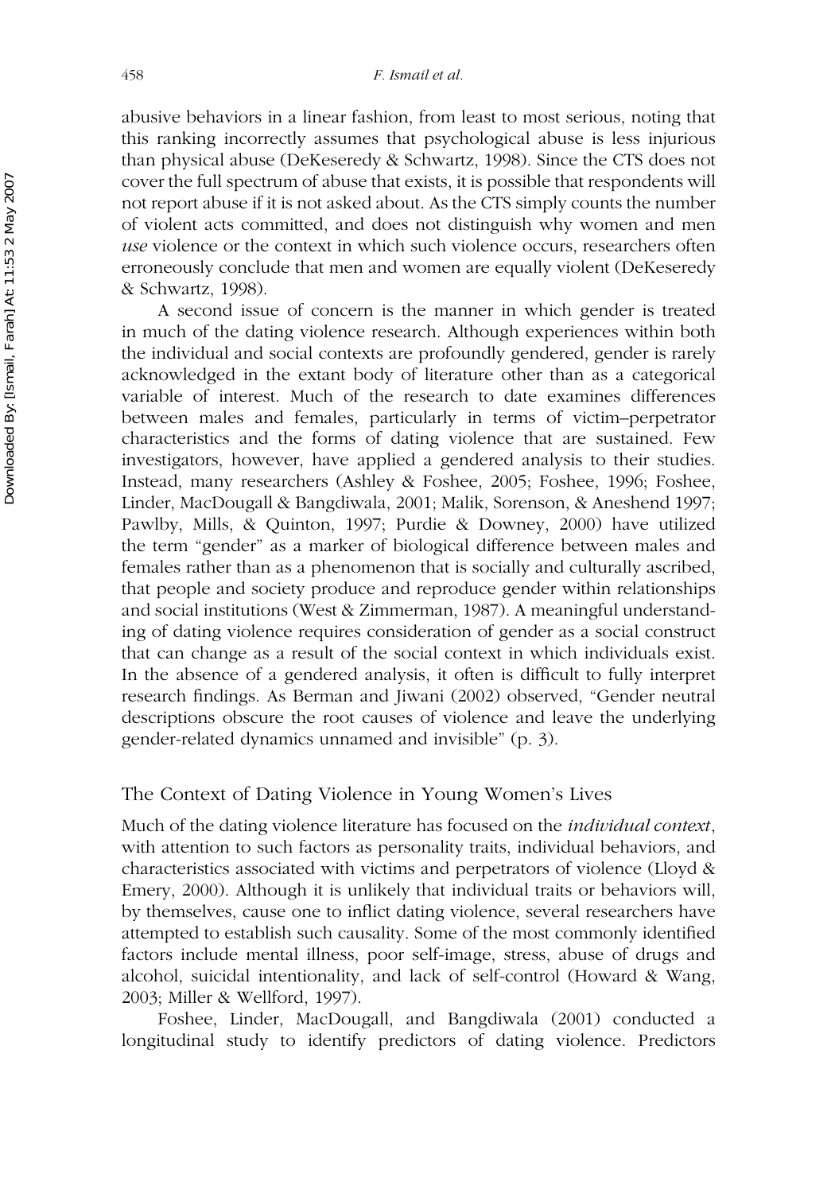abusive behaviors in a linear fashion, from least to most serious, noting that this ranking incorrectly assumes that psychological abuse is less injurious than physical abuse (DeKeseredy & Schwartz, 1998). Since the CTS does not cover the full spectrum of abuse that exists, it is possible that respondents will not report abuse if it is not asked about. As the CTS simply counts the number of violent acts committed, and does not distinguish why women and men *use* violence or the context in which such violence occurs, researchers often erroneously conclude that men and women are equally violent (DeKeseredy & Schwartz, 1998).

A second issue of concern is the manner in which gender is treated in much of the dating violence research. Although experiences within both the individual and social contexts are profoundly gendered, gender is rarely acknowledged in the extant body of literature other than as a categorical variable of interest. Much of the research to date examines differences between males and females, particularly in terms of victim–perpetrator characteristics and the forms of dating violence that are sustained. Few investigators, however, have applied a gendered analysis to their studies. Instead, many researchers (Ashley & Foshee, 2005; Foshee, 1996; Foshee, Linder, MacDougall & Bangdiwala, 2001; Malik, Sorenson, & Aneshend 1997; Pawlby, Mills, & Quinton, 1997; Purdie & Downey, 2000) have utilized the term "gender" as a marker of biological difference between males and females rather than as a phenomenon that is socially and culturally ascribed, that people and society produce and reproduce gender within relationships and social institutions (West & Zimmerman, 1987). A meaningful understanding of dating violence requires consideration of gender as a social construct that can change as a result of the social context in which individuals exist. In the absence of a gendered analysis, it often is difficult to fully interpret research findings. As Berman and Jiwani (2002) observed, "Gender neutral descriptions obscure the root causes of violence and leave the underlying gender-related dynamics unnamed and invisible" (p. 3).

## The Context of Dating Violence in Young Women's Lives

Much of the dating violence literature has focused on the *individual context*, with attention to such factors as personality traits, individual behaviors, and characteristics associated with victims and perpetrators of violence (Lloyd & Emery, 2000). Although it is unlikely that individual traits or behaviors will, by themselves, cause one to inflict dating violence, several researchers have attempted to establish such causality. Some of the most commonly identified factors include mental illness, poor self-image, stress, abuse of drugs and alcohol, suicidal intentionality, and lack of self-control (Howard & Wang, 2003; Miller & Wellford, 1997).

Foshee, Linder, MacDougall, and Bangdiwala (2001) conducted a longitudinal study to identify predictors of dating violence. Predictors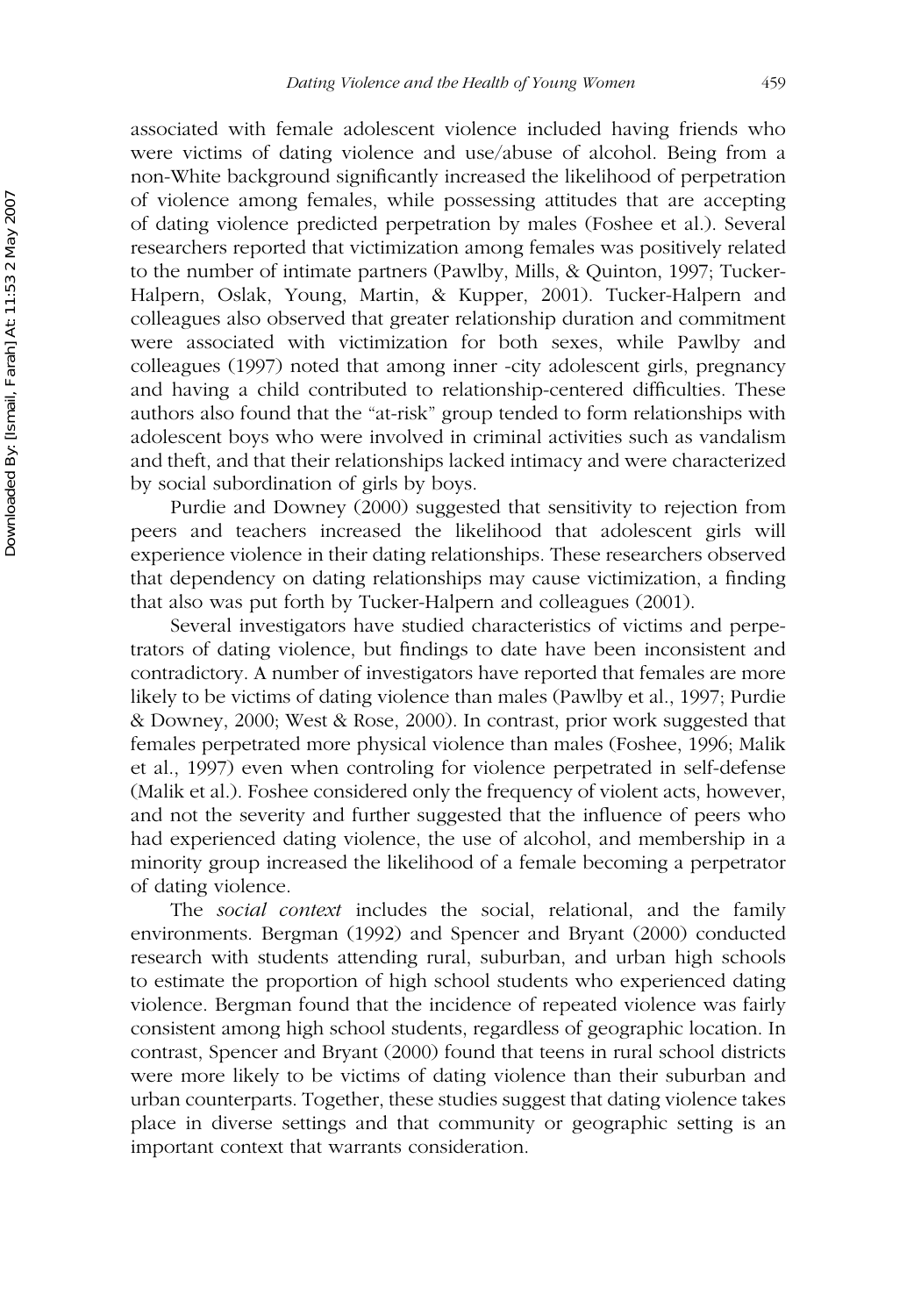associated with female adolescent violence included having friends who were victims of dating violence and use/abuse of alcohol. Being from a non-White background significantly increased the likelihood of perpetration of violence among females, while possessing attitudes that are accepting of dating violence predicted perpetration by males (Foshee et al.). Several researchers reported that victimization among females was positively related to the number of intimate partners (Pawlby, Mills, & Quinton, 1997; Tucker-Halpern, Oslak, Young, Martin, & Kupper, 2001). Tucker-Halpern and colleagues also observed that greater relationship duration and commitment were associated with victimization for both sexes, while Pawlby and colleagues (1997) noted that among inner -city adolescent girls, pregnancy and having a child contributed to relationship-centered difficulties. These authors also found that the "at-risk" group tended to form relationships with adolescent boys who were involved in criminal activities such as vandalism and theft, and that their relationships lacked intimacy and were characterized by social subordination of girls by boys.

Purdie and Downey (2000) suggested that sensitivity to rejection from peers and teachers increased the likelihood that adolescent girls will experience violence in their dating relationships. These researchers observed that dependency on dating relationships may cause victimization, a finding that also was put forth by Tucker-Halpern and colleagues (2001).

Several investigators have studied characteristics of victims and perpetrators of dating violence, but findings to date have been inconsistent and contradictory. A number of investigators have reported that females are more likely to be victims of dating violence than males (Pawlby et al., 1997; Purdie & Downey, 2000; West & Rose, 2000). In contrast, prior work suggested that females perpetrated more physical violence than males (Foshee, 1996; Malik et al., 1997) even when controling for violence perpetrated in self-defense (Malik et al.). Foshee considered only the frequency of violent acts, however, and not the severity and further suggested that the influence of peers who had experienced dating violence, the use of alcohol, and membership in a minority group increased the likelihood of a female becoming a perpetrator of dating violence.

The *social context* includes the social, relational, and the family environments. Bergman (1992) and Spencer and Bryant (2000) conducted research with students attending rural, suburban, and urban high schools to estimate the proportion of high school students who experienced dating violence. Bergman found that the incidence of repeated violence was fairly consistent among high school students, regardless of geographic location. In contrast, Spencer and Bryant (2000) found that teens in rural school districts were more likely to be victims of dating violence than their suburban and urban counterparts. Together, these studies suggest that dating violence takes place in diverse settings and that community or geographic setting is an important context that warrants consideration.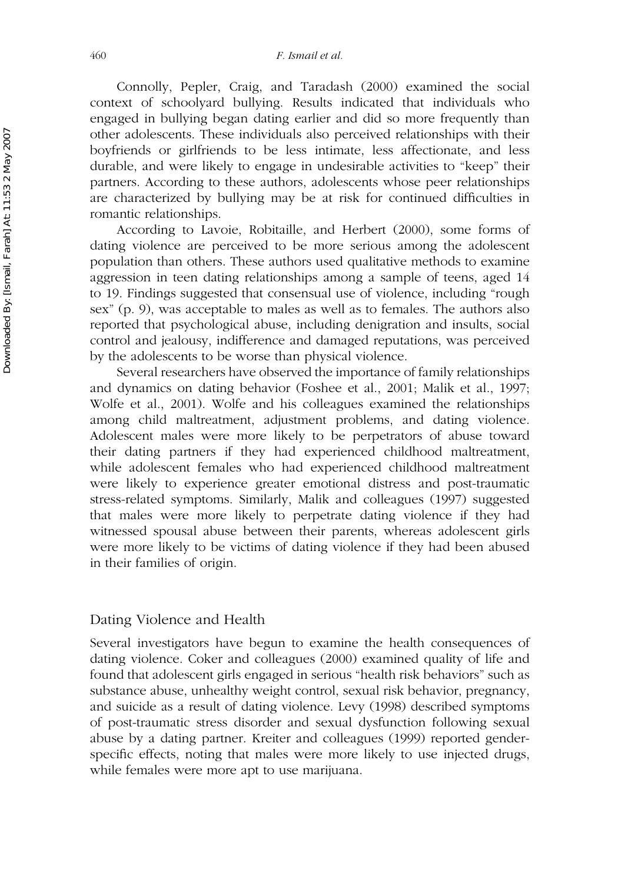Connolly, Pepler, Craig, and Taradash (2000) examined the social context of schoolyard bullying. Results indicated that individuals who engaged in bullying began dating earlier and did so more frequently than other adolescents. These individuals also perceived relationships with their boyfriends or girlfriends to be less intimate, less affectionate, and less durable, and were likely to engage in undesirable activities to "keep" their partners. According to these authors, adolescents whose peer relationships are characterized by bullying may be at risk for continued difficulties in romantic relationships.

According to Lavoie, Robitaille, and Herbert (2000), some forms of dating violence are perceived to be more serious among the adolescent population than others. These authors used qualitative methods to examine aggression in teen dating relationships among a sample of teens, aged 14 to 19. Findings suggested that consensual use of violence, including "rough sex" (p. 9), was acceptable to males as well as to females. The authors also reported that psychological abuse, including denigration and insults, social control and jealousy, indifference and damaged reputations, was perceived by the adolescents to be worse than physical violence.

Several researchers have observed the importance of family relationships and dynamics on dating behavior (Foshee et al., 2001; Malik et al., 1997; Wolfe et al., 2001). Wolfe and his colleagues examined the relationships among child maltreatment, adjustment problems, and dating violence. Adolescent males were more likely to be perpetrators of abuse toward their dating partners if they had experienced childhood maltreatment, while adolescent females who had experienced childhood maltreatment were likely to experience greater emotional distress and post-traumatic stress-related symptoms. Similarly, Malik and colleagues (1997) suggested that males were more likely to perpetrate dating violence if they had witnessed spousal abuse between their parents, whereas adolescent girls were more likely to be victims of dating violence if they had been abused in their families of origin.

## Dating Violence and Health

Several investigators have begun to examine the health consequences of dating violence. Coker and colleagues (2000) examined quality of life and found that adolescent girls engaged in serious "health risk behaviors" such as substance abuse, unhealthy weight control, sexual risk behavior, pregnancy, and suicide as a result of dating violence. Levy (1998) described symptoms of post-traumatic stress disorder and sexual dysfunction following sexual abuse by a dating partner. Kreiter and colleagues (1999) reported gender-specific effects, noting that males were more likely to use injected drugs, while females were more apt to use marijuana.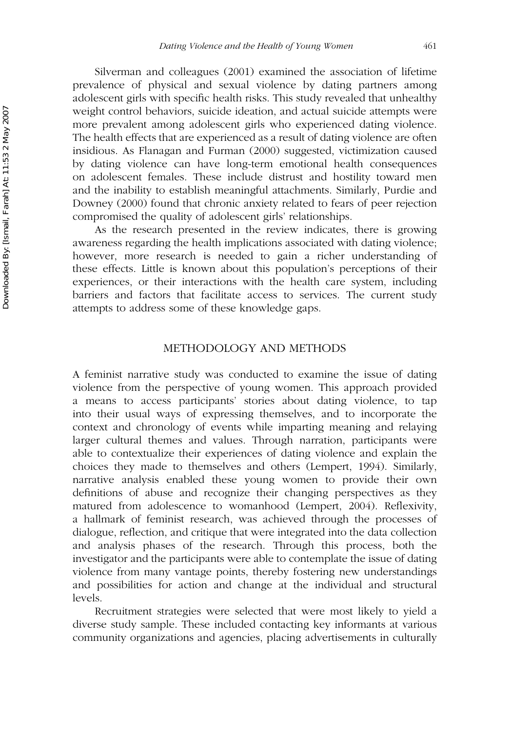Silverman and colleagues (2001) examined the association of lifetime prevalence of physical and sexual violence by dating partners among adolescent girls with specific health risks. This study revealed that unhealthy weight control behaviors, suicide ideation, and actual suicide attempts were more prevalent among adolescent girls who experienced dating violence. The health effects that are experienced as a result of dating violence are often insidious. As Flanagan and Furman (2000) suggested, victimization caused by dating violence can have long-term emotional health consequences on adolescent females. These include distrust and hostility toward men and the inability to establish meaningful attachments. Similarly, Purdie and Downey (2000) found that chronic anxiety related to fears of peer rejection compromised the quality of adolescent girls' relationships.

As the research presented in the review indicates, there is growing awareness regarding the health implications associated with dating violence; however, more research is needed to gain a richer understanding of these effects. Little is known about this population's perceptions of their experiences, or their interactions with the health care system, including barriers and factors that facilitate access to services. The current study attempts to address some of these knowledge gaps.

## METHODOLOGY AND METHODS

A feminist narrative study was conducted to examine the issue of dating violence from the perspective of young women. This approach provided a means to access participants' stories about dating violence, to tap into their usual ways of expressing themselves, and to incorporate the context and chronology of events while imparting meaning and relaying larger cultural themes and values. Through narration, participants were able to contextualize their experiences of dating violence and explain the choices they made to themselves and others (Lempert, 1994). Similarly, narrative analysis enabled these young women to provide their own definitions of abuse and recognize their changing perspectives as they matured from adolescence to womanhood (Lempert, 2004). Reflexivity, a hallmark of feminist research, was achieved through the processes of dialogue, reflection, and critique that were integrated into the data collection and analysis phases of the research. Through this process, both the investigator and the participants were able to contemplate the issue of dating violence from many vantage points, thereby fostering new understandings and possibilities for action and change at the individual and structural levels.

Recruitment strategies were selected that were most likely to yield a diverse study sample. These included contacting key informants at various community organizations and agencies, placing advertisements in culturally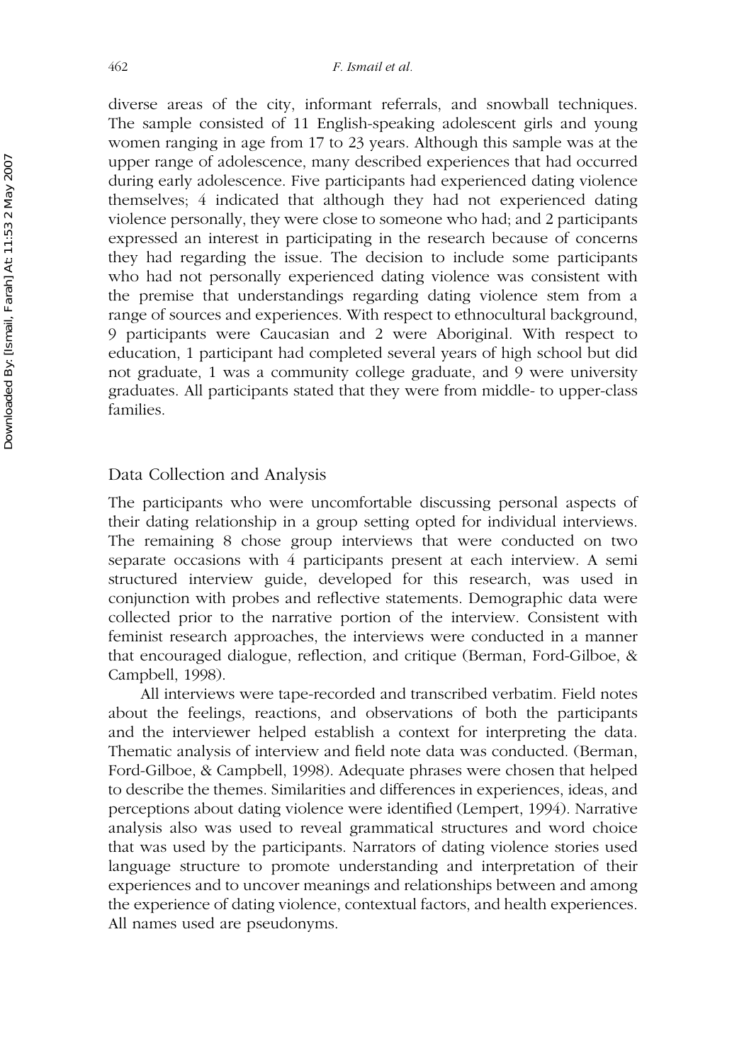diverse areas of the city, informant referrals, and snowball techniques. The sample consisted of 11 English-speaking adolescent girls and young women ranging in age from 17 to 23 years. Although this sample was at the upper range of adolescence, many described experiences that had occurred during early adolescence. Five participants had experienced dating violence themselves; 4 indicated that although they had not experienced dating violence personally, they were close to someone who had; and 2 participants expressed an interest in participating in the research because of concerns they had regarding the issue. The decision to include some participants who had not personally experienced dating violence was consistent with the premise that understandings regarding dating violence stem from a range of sources and experiences. With respect to ethnocultural background, 9 participants were Caucasian and 2 were Aboriginal. With respect to education, 1 participant had completed several years of high school but did not graduate, 1 was a community college graduate, and 9 were university graduates. All participants stated that they were from middle- to upper-class families.

## Data Collection and Analysis

The participants who were uncomfortable discussing personal aspects of their dating relationship in a group setting opted for individual interviews. The remaining 8 chose group interviews that were conducted on two separate occasions with 4 participants present at each interview. A semi structured interview guide, developed for this research, was used in conjunction with probes and reflective statements. Demographic data were collected prior to the narrative portion of the interview. Consistent with feminist research approaches, the interviews were conducted in a manner that encouraged dialogue, reflection, and critique (Berman, Ford-Gilboe, & Campbell, 1998).

All interviews were tape-recorded and transcribed verbatim. Field notes about the feelings, reactions, and observations of both the participants and the interviewer helped establish a context for interpreting the data. Thematic analysis of interview and field note data was conducted. (Berman, Ford-Gilboe, & Campbell, 1998). Adequate phrases were chosen that helped to describe the themes. Similarities and differences in experiences, ideas, and perceptions about dating violence were identified (Lempert, 1994). Narrative analysis also was used to reveal grammatical structures and word choice that was used by the participants. Narrators of dating violence stories used language structure to promote understanding and interpretation of their experiences and to uncover meanings and relationships between and among the experience of dating violence, contextual factors, and health experiences. All names used are pseudonyms.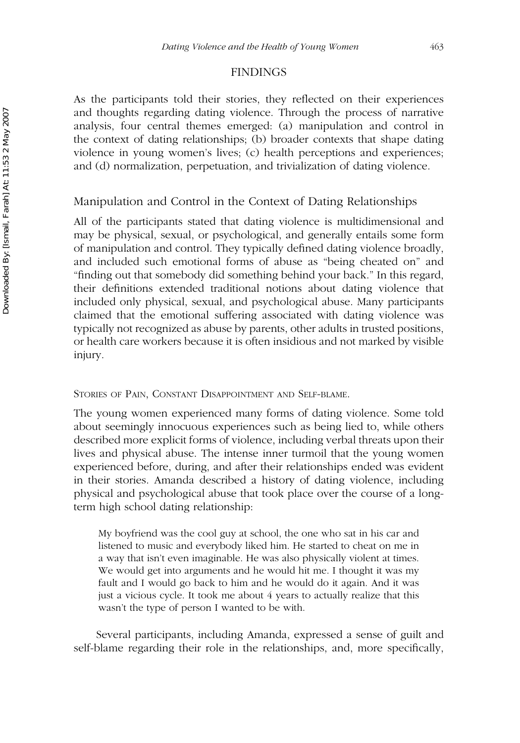## FINDINGS

As the participants told their stories, they reflected on their experiences and thoughts regarding dating violence. Through the process of narrative analysis, four central themes emerged: (a) manipulation and control in the context of dating relationships; (b) broader contexts that shape dating violence in young women's lives; (c) health perceptions and experiences; and (d) normalization, perpetuation, and trivialization of dating violence.

### Manipulation and Control in the Context of Dating Relationships

All of the participants stated that dating violence is multidimensional and may be physical, sexual, or psychological, and generally entails some form of manipulation and control. They typically defined dating violence broadly, and included such emotional forms of abuse as "being cheated on" and "finding out that somebody did something behind your back." In this regard, their definitions extended traditional notions about dating violence that included only physical, sexual, and psychological abuse. Many participants claimed that the emotional suffering associated with dating violence was typically not recognized as abuse by parents, other adults in trusted positions, or health care workers because it is often insidious and not marked by visible injury.

#### Stories of Pain, Constant Disappointment and Self-blame.

The young women experienced many forms of dating violence. Some told about seemingly innocuous experiences such as being lied to, while others described more explicit forms of violence, including verbal threats upon their lives and physical abuse. The intense inner turmoil that the young women experienced before, during, and after their relationships ended was evident in their stories. Amanda described a history of dating violence, including physical and psychological abuse that took place over the course of a long-term high school dating relationship:

> My boyfriend was the cool guy at school, the one who sat in his car and listened to music and everybody liked him. He started to cheat on me in a way that isn't even imaginable. He was also physically violent at times. We would get into arguments and he would hit me. I thought it was my fault and I would go back to him and he would do it again. And it was just a vicious cycle. It took me about 4 years to actually realize that this wasn't the type of person I wanted to be with.

Several participants, including Amanda, expressed a sense of guilt and self-blame regarding their role in the relationships, and, more specifically,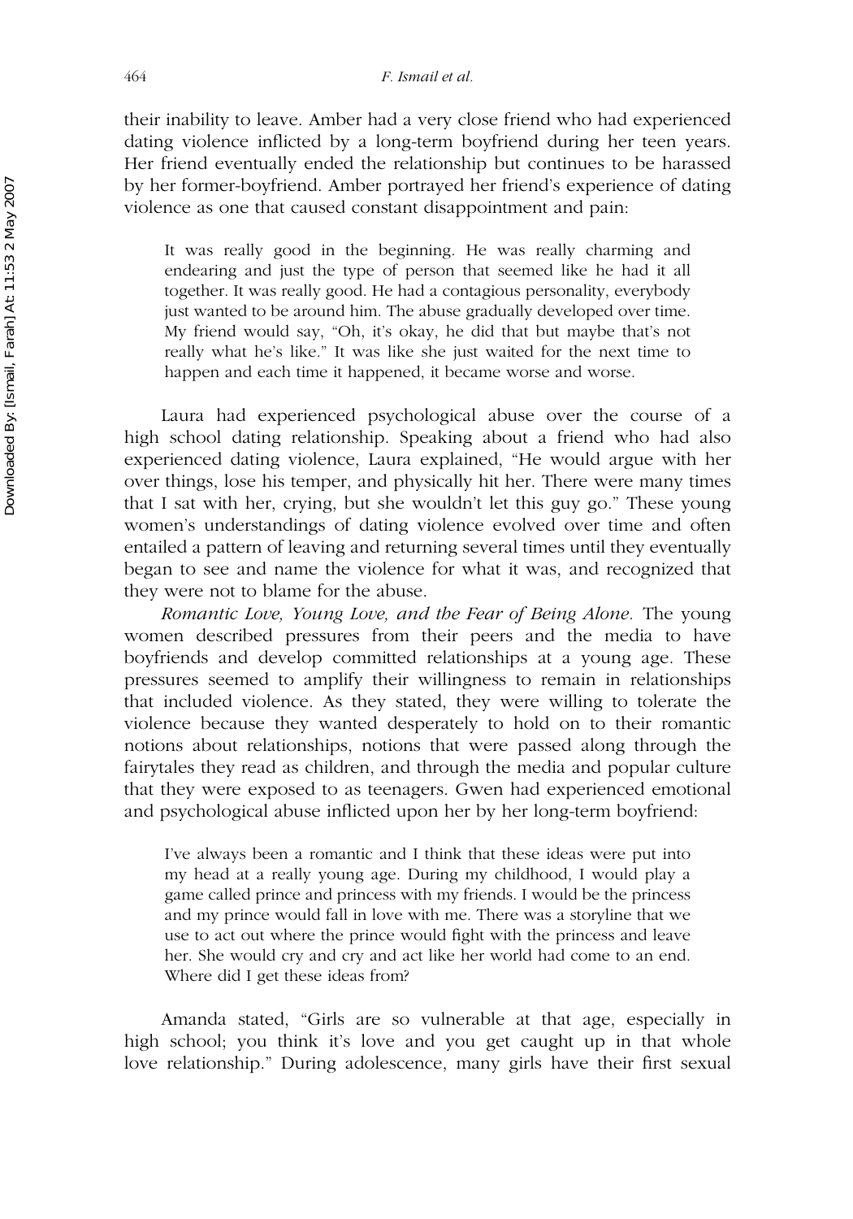their inability to leave. Amber had a very close friend who had experienced dating violence inflicted by a long-term boyfriend during her teen years. Her friend eventually ended the relationship but continues to be harassed by her former-boyfriend. Amber portrayed her friend's experience of dating violence as one that caused constant disappointment and pain:

> It was really good in the beginning. He was really charming and endearing and just the type of person that seemed like he had it all together. It was really good. He had a contagious personality, everybody just wanted to be around him. The abuse gradually developed over time. My friend would say, "Oh, it's okay, he did that but maybe that's not really what he's like." It was like she just waited for the next time to happen and each time it happened, it became worse and worse.

Laura had experienced psychological abuse over the course of a high school dating relationship. Speaking about a friend who had also experienced dating violence, Laura explained, "He would argue with her over things, lose his temper, and physically hit her. There were many times that I sat with her, crying, but she wouldn't let this guy go." These young women's understandings of dating violence evolved over time and often entailed a pattern of leaving and returning several times until they eventually began to see and name the violence for what it was, and recognized that they were not to blame for the abuse.

*Romantic Love, Young Love, and the Fear of Being Alone.* The young women described pressures from their peers and the media to have boyfriends and develop committed relationships at a young age. These pressures seemed to amplify their willingness to remain in relationships that included violence. As they stated, they were willing to tolerate the violence because they wanted desperately to hold on to their romantic notions about relationships, notions that were passed along through the fairytales they read as children, and through the media and popular culture that they were exposed to as teenagers. Gwen had experienced emotional and psychological abuse inflicted upon her by her long-term boyfriend:

> I've always been a romantic and I think that these ideas were put into my head at a really young age. During my childhood, I would play a game called prince and princess with my friends. I would be the princess and my prince would fall in love with me. There was a storyline that we use to act out where the prince would fight with the princess and leave her. She would cry and cry and act like her world had come to an end. Where did I get these ideas from?

Amanda stated, "Girls are so vulnerable at that age, especially in high school; you think it's love and you get caught up in that whole love relationship." During adolescence, many girls have their first sexual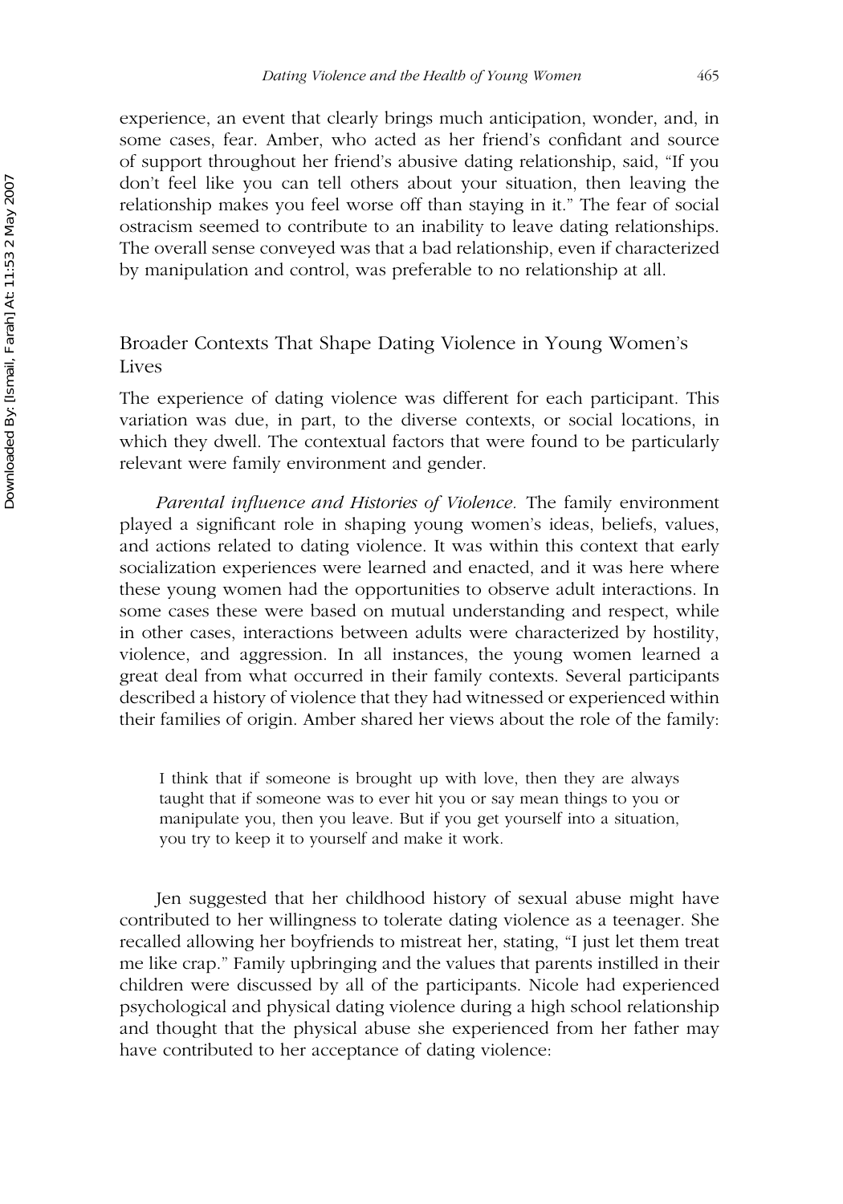experience, an event that clearly brings much anticipation, wonder, and, in some cases, fear. Amber, who acted as her friend's confidant and source of support throughout her friend's abusive dating relationship, said, "If you don't feel like you can tell others about your situation, then leaving the relationship makes you feel worse off than staying in it." The fear of social ostracism seemed to contribute to an inability to leave dating relationships. The overall sense conveyed was that a bad relationship, even if characterized by manipulation and control, was preferable to no relationship at all.

## Broader Contexts That Shape Dating Violence in Young Women's Lives

The experience of dating violence was different for each participant. This variation was due, in part, to the diverse contexts, or social locations, in which they dwell. The contextual factors that were found to be particularly relevant were family environment and gender.

*Parental influence and Histories of Violence.* The family environment played a significant role in shaping young women's ideas, beliefs, values, and actions related to dating violence. It was within this context that early socialization experiences were learned and enacted, and it was here where these young women had the opportunities to observe adult interactions. In some cases these were based on mutual understanding and respect, while in other cases, interactions between adults were characterized by hostility, violence, and aggression. In all instances, the young women learned a great deal from what occurred in their family contexts. Several participants described a history of violence that they had witnessed or experienced within their families of origin. Amber shared her views about the role of the family:

> I think that if someone is brought up with love, then they are always taught that if someone was to ever hit you or say mean things to you or manipulate you, then you leave. But if you get yourself into a situation, you try to keep it to yourself and make it work.

Jen suggested that her childhood history of sexual abuse might have contributed to her willingness to tolerate dating violence as a teenager. She recalled allowing her boyfriends to mistreat her, stating, "I just let them treat me like crap." Family upbringing and the values that parents instilled in their children were discussed by all of the participants. Nicole had experienced psychological and physical dating violence during a high school relationship and thought that the physical abuse she experienced from her father may have contributed to her acceptance of dating violence: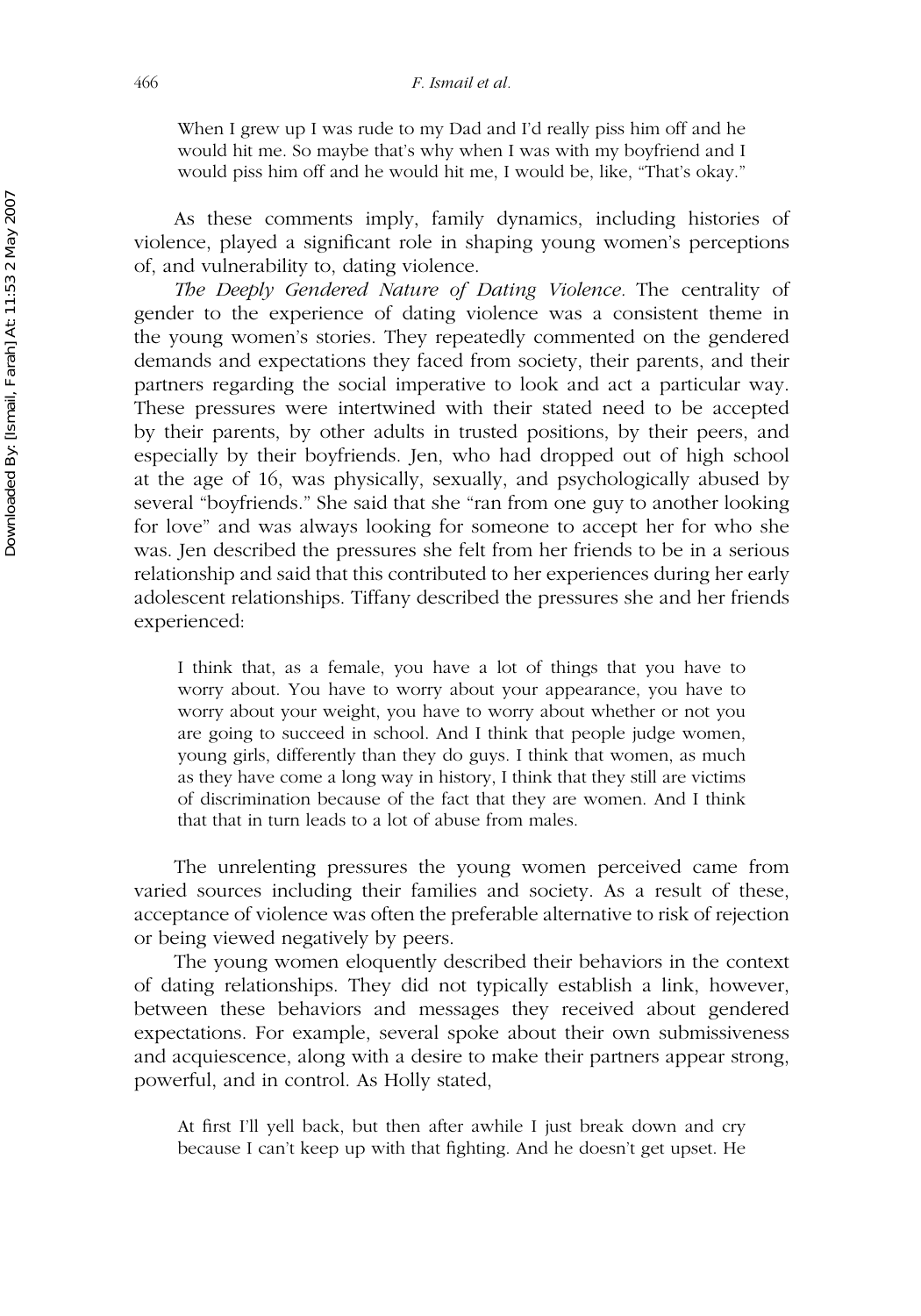> When I grew up I was rude to my Dad and I'd really piss him off and he would hit me. So maybe that's why when I was with my boyfriend and I would piss him off and he would hit me, I would be, like, "That's okay."

As these comments imply, family dynamics, including histories of violence, played a significant role in shaping young women's perceptions of, and vulnerability to, dating violence.

*The Deeply Gendered Nature of Dating Violence.* The centrality of gender to the experience of dating violence was a consistent theme in the young women's stories. They repeatedly commented on the gendered demands and expectations they faced from society, their parents, and their partners regarding the social imperative to look and act a particular way. These pressures were intertwined with their stated need to be accepted by their parents, by other adults in trusted positions, by their peers, and especially by their boyfriends. Jen, who had dropped out of high school at the age of 16, was physically, sexually, and psychologically abused by several "boyfriends." She said that she "ran from one guy to another looking for love" and was always looking for someone to accept her for who she was. Jen described the pressures she felt from her friends to be in a serious relationship and said that this contributed to her experiences during her early adolescent relationships. Tiffany described the pressures she and her friends experienced:

> I think that, as a female, you have a lot of things that you have to worry about. You have to worry about your appearance, you have to worry about your weight, you have to worry about whether or not you are going to succeed in school. And I think that people judge women, young girls, differently than they do guys. I think that women, as much as they have come a long way in history, I think that they still are victims of discrimination because of the fact that they are women. And I think that that in turn leads to a lot of abuse from males.

The unrelenting pressures the young women perceived came from varied sources including their families and society. As a result of these, acceptance of violence was often the preferable alternative to risk of rejection or being viewed negatively by peers.

The young women eloquently described their behaviors in the context of dating relationships. They did not typically establish a link, however, between these behaviors and messages they received about gendered expectations. For example, several spoke about their own submissiveness and acquiescence, along with a desire to make their partners appear strong, powerful, and in control. As Holly stated,

> At first I'll yell back, but then after awhile I just break down and cry because I can't keep up with that fighting. And he doesn't get upset. He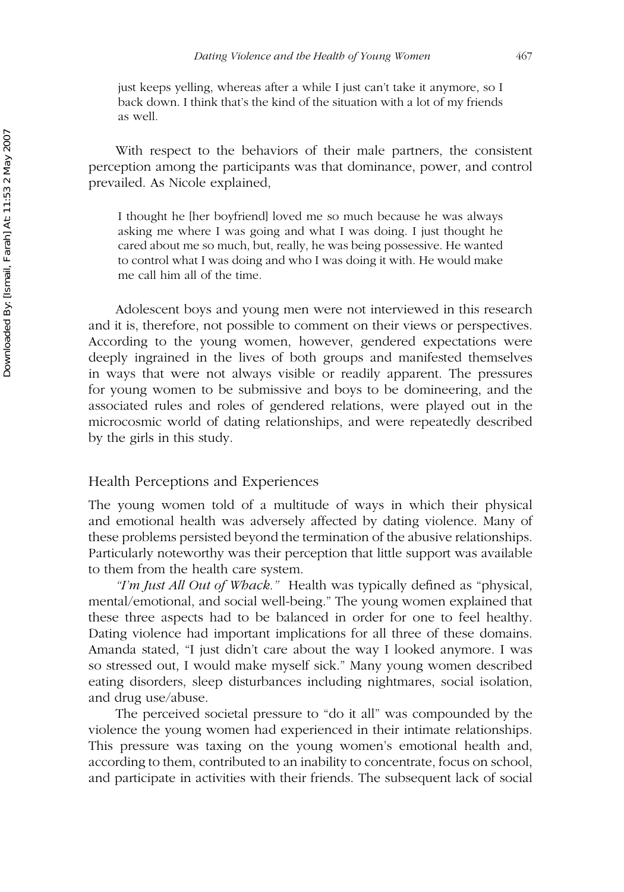just keeps yelling, whereas after a while I just can't take it anymore, so I back down. I think that's the kind of the situation with a lot of my friends as well.

With respect to the behaviors of their male partners, the consistent perception among the participants was that dominance, power, and control prevailed. As Nicole explained,

> I thought he [her boyfriend] loved me so much because he was always asking me where I was going and what I was doing. I just thought he cared about me so much, but, really, he was being possessive. He wanted to control what I was doing and who I was doing it with. He would make me call him all of the time.

Adolescent boys and young men were not interviewed in this research and it is, therefore, not possible to comment on their views or perspectives. According to the young women, however, gendered expectations were deeply ingrained in the lives of both groups and manifested themselves in ways that were not always visible or readily apparent. The pressures for young women to be submissive and boys to be domineering, and the associated rules and roles of gendered relations, were played out in the microcosmic world of dating relationships, and were repeatedly described by the girls in this study.

## Health Perceptions and Experiences

The young women told of a multitude of ways in which their physical and emotional health was adversely affected by dating violence. Many of these problems persisted beyond the termination of the abusive relationships. Particularly noteworthy was their perception that little support was available to them from the health care system.

*"I'm Just All Out of Whack."* Health was typically defined as "physical, mental/emotional, and social well-being." The young women explained that these three aspects had to be balanced in order for one to feel healthy. Dating violence had important implications for all three of these domains. Amanda stated, "I just didn't care about the way I looked anymore. I was so stressed out, I would make myself sick." Many young women described eating disorders, sleep disturbances including nightmares, social isolation, and drug use/abuse.

The perceived societal pressure to "do it all" was compounded by the violence the young women had experienced in their intimate relationships. This pressure was taxing on the young women's emotional health and, according to them, contributed to an inability to concentrate, focus on school, and participate in activities with their friends. The subsequent lack of social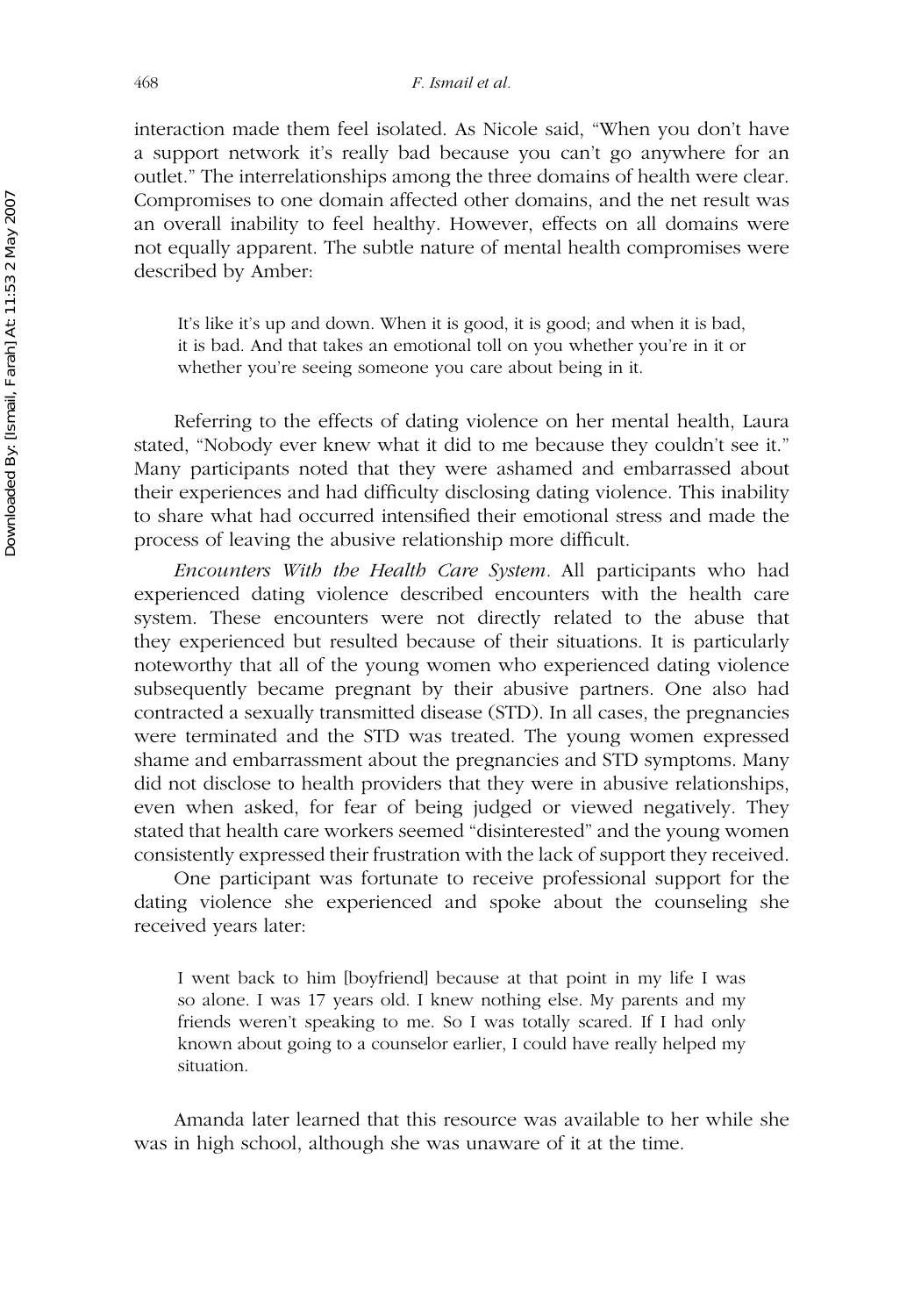interaction made them feel isolated. As Nicole said, "When you don't have a support network it's really bad because you can't go anywhere for an outlet." The interrelationships among the three domains of health were clear. Compromises to one domain affected other domains, and the net result was an overall inability to feel healthy. However, effects on all domains were not equally apparent. The subtle nature of mental health compromises were described by Amber:

> It's like it's up and down. When it is good, it is good; and when it is bad, it is bad. And that takes an emotional toll on you whether you're in it or whether you're seeing someone you care about being in it.

Referring to the effects of dating violence on her mental health, Laura stated, "Nobody ever knew what it did to me because they couldn't see it." Many participants noted that they were ashamed and embarrassed about their experiences and had difficulty disclosing dating violence. This inability to share what had occurred intensified their emotional stress and made the process of leaving the abusive relationship more difficult.

*Encounters With the Health Care System*. All participants who had experienced dating violence described encounters with the health care system. These encounters were not directly related to the abuse that they experienced but resulted because of their situations. It is particularly noteworthy that all of the young women who experienced dating violence subsequently became pregnant by their abusive partners. One also had contracted a sexually transmitted disease (STD). In all cases, the pregnancies were terminated and the STD was treated. The young women expressed shame and embarrassment about the pregnancies and STD symptoms. Many did not disclose to health providers that they were in abusive relationships, even when asked, for fear of being judged or viewed negatively. They stated that health care workers seemed "disinterested" and the young women consistently expressed their frustration with the lack of support they received.

One participant was fortunate to receive professional support for the dating violence she experienced and spoke about the counseling she received years later:

> I went back to him [boyfriend] because at that point in my life I was so alone. I was 17 years old. I knew nothing else. My parents and my friends weren't speaking to me. So I was totally scared. If I had only known about going to a counselor earlier, I could have really helped my situation.

Amanda later learned that this resource was available to her while she was in high school, although she was unaware of it at the time.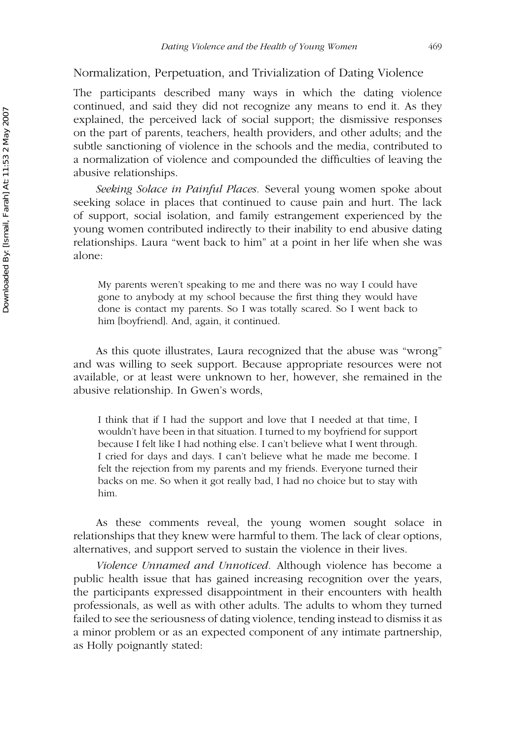## Normalization, Perpetuation, and Trivialization of Dating Violence

The participants described many ways in which the dating violence continued, and said they did not recognize any means to end it. As they explained, the perceived lack of social support; the dismissive responses on the part of parents, teachers, health providers, and other adults; and the subtle sanctioning of violence in the schools and the media, contributed to a normalization of violence and compounded the difficulties of leaving the abusive relationships.

*Seeking Solace in Painful Places.* Several young women spoke about seeking solace in places that continued to cause pain and hurt. The lack of support, social isolation, and family estrangement experienced by the young women contributed indirectly to their inability to end abusive dating relationships. Laura "went back to him" at a point in her life when she was alone:

> My parents weren't speaking to me and there was no way I could have gone to anybody at my school because the first thing they would have done is contact my parents. So I was totally scared. So I went back to him [boyfriend]. And, again, it continued.

As this quote illustrates, Laura recognized that the abuse was "wrong" and was willing to seek support. Because appropriate resources were not available, or at least were unknown to her, however, she remained in the abusive relationship. In Gwen's words,

> I think that if I had the support and love that I needed at that time, I wouldn't have been in that situation. I turned to my boyfriend for support because I felt like I had nothing else. I can't believe what I went through. I cried for days and days. I can't believe what he made me become. I felt the rejection from my parents and my friends. Everyone turned their backs on me. So when it got really bad, I had no choice but to stay with him.

As these comments reveal, the young women sought solace in relationships that they knew were harmful to them. The lack of clear options, alternatives, and support served to sustain the violence in their lives.

*Violence Unnamed and Unnoticed.* Although violence has become a public health issue that has gained increasing recognition over the years, the participants expressed disappointment in their encounters with health professionals, as well as with other adults. The adults to whom they turned failed to see the seriousness of dating violence, tending instead to dismiss it as a minor problem or as an expected component of any intimate partnership, as Holly poignantly stated: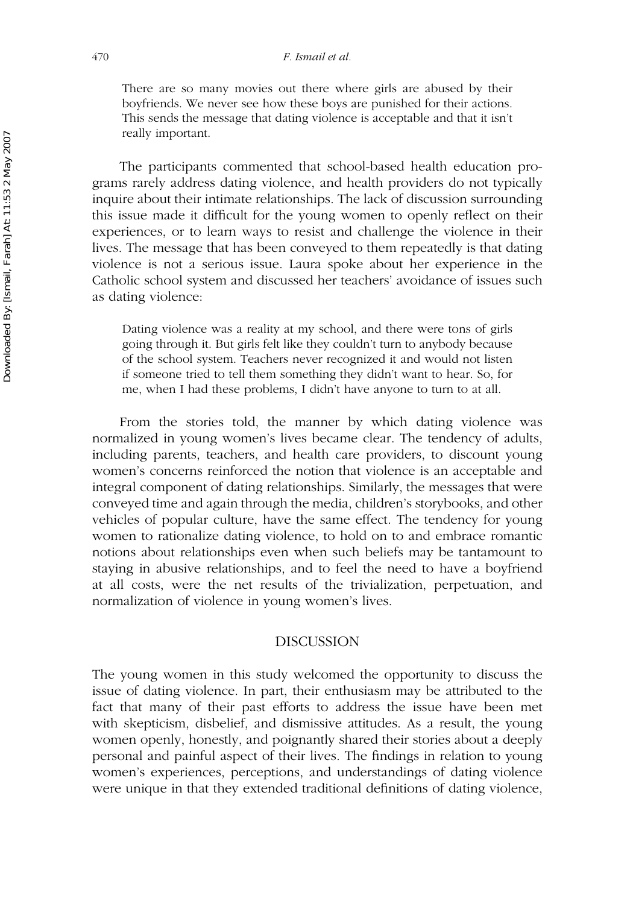> There are so many movies out there where girls are abused by their boyfriends. We never see how these boys are punished for their actions. This sends the message that dating violence is acceptable and that it isn't really important.

The participants commented that school-based health education programs rarely address dating violence, and health providers do not typically inquire about their intimate relationships. The lack of discussion surrounding this issue made it difficult for the young women to openly reflect on their experiences, or to learn ways to resist and challenge the violence in their lives. The message that has been conveyed to them repeatedly is that dating violence is not a serious issue. Laura spoke about her experience in the Catholic school system and discussed her teachers' avoidance of issues such as dating violence:

> Dating violence was a reality at my school, and there were tons of girls going through it. But girls felt like they couldn't turn to anybody because of the school system. Teachers never recognized it and would not listen if someone tried to tell them something they didn't want to hear. So, for me, when I had these problems, I didn't have anyone to turn to at all.

From the stories told, the manner by which dating violence was normalized in young women's lives became clear. The tendency of adults, including parents, teachers, and health care providers, to discount young women's concerns reinforced the notion that violence is an acceptable and integral component of dating relationships. Similarly, the messages that were conveyed time and again through the media, children's storybooks, and other vehicles of popular culture, have the same effect. The tendency for young women to rationalize dating violence, to hold on to and embrace romantic notions about relationships even when such beliefs may be tantamount to staying in abusive relationships, and to feel the need to have a boyfriend at all costs, were the net results of the trivialization, perpetuation, and normalization of violence in young women's lives.

## DISCUSSION

The young women in this study welcomed the opportunity to discuss the issue of dating violence. In part, their enthusiasm may be attributed to the fact that many of their past efforts to address the issue have been met with skepticism, disbelief, and dismissive attitudes. As a result, the young women openly, honestly, and poignantly shared their stories about a deeply personal and painful aspect of their lives. The findings in relation to young women's experiences, perceptions, and understandings of dating violence were unique in that they extended traditional definitions of dating violence,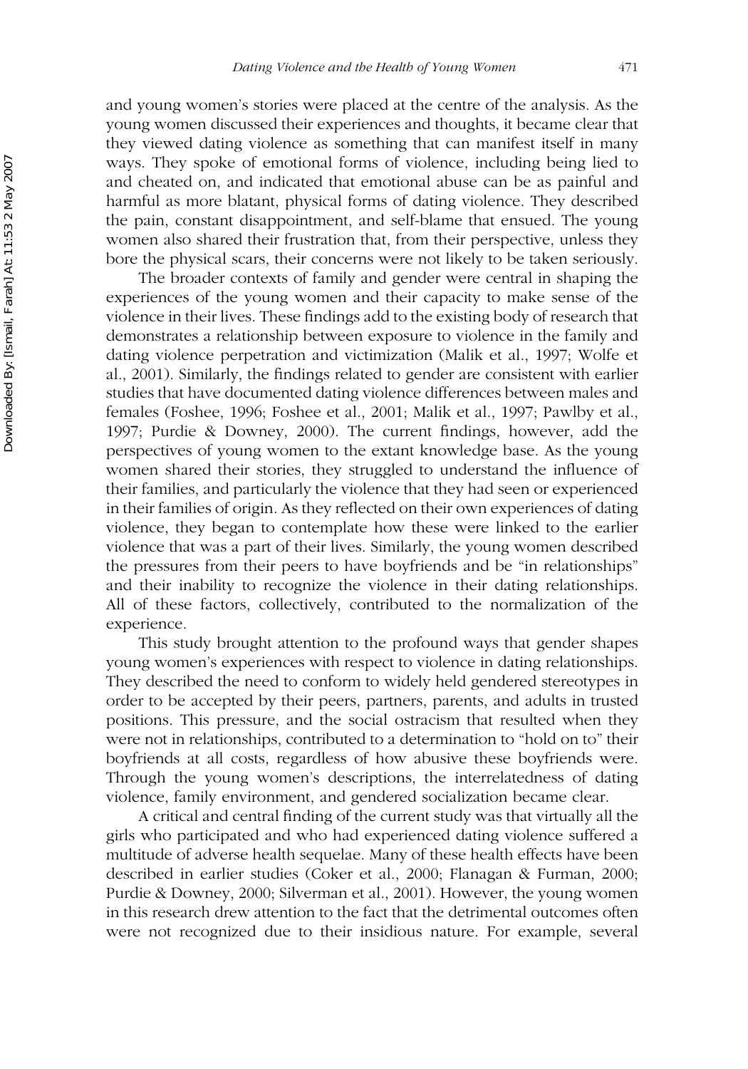and young women's stories were placed at the centre of the analysis. As the young women discussed their experiences and thoughts, it became clear that they viewed dating violence as something that can manifest itself in many ways. They spoke of emotional forms of violence, including being lied to and cheated on, and indicated that emotional abuse can be as painful and harmful as more blatant, physical forms of dating violence. They described the pain, constant disappointment, and self-blame that ensued. The young women also shared their frustration that, from their perspective, unless they bore the physical scars, their concerns were not likely to be taken seriously.

The broader contexts of family and gender were central in shaping the experiences of the young women and their capacity to make sense of the violence in their lives. These findings add to the existing body of research that demonstrates a relationship between exposure to violence in the family and dating violence perpetration and victimization (Malik et al., 1997; Wolfe et al., 2001). Similarly, the findings related to gender are consistent with earlier studies that have documented dating violence differences between males and females (Foshee, 1996; Foshee et al., 2001; Malik et al., 1997; Pawlby et al., 1997; Purdie & Downey, 2000). The current findings, however, add the perspectives of young women to the extant knowledge base. As the young women shared their stories, they struggled to understand the influence of their families, and particularly the violence that they had seen or experienced in their families of origin. As they reflected on their own experiences of dating violence, they began to contemplate how these were linked to the earlier violence that was a part of their lives. Similarly, the young women described the pressures from their peers to have boyfriends and be "in relationships" and their inability to recognize the violence in their dating relationships. All of these factors, collectively, contributed to the normalization of the experience.

This study brought attention to the profound ways that gender shapes young women's experiences with respect to violence in dating relationships. They described the need to conform to widely held gendered stereotypes in order to be accepted by their peers, partners, parents, and adults in trusted positions. This pressure, and the social ostracism that resulted when they were not in relationships, contributed to a determination to "hold on to" their boyfriends at all costs, regardless of how abusive these boyfriends were. Through the young women's descriptions, the interrelatedness of dating violence, family environment, and gendered socialization became clear.

A critical and central finding of the current study was that virtually all the girls who participated and who had experienced dating violence suffered a multitude of adverse health sequelae. Many of these health effects have been described in earlier studies (Coker et al., 2000; Flanagan & Furman, 2000; Purdie & Downey, 2000; Silverman et al., 2001). However, the young women in this research drew attention to the fact that the detrimental outcomes often were not recognized due to their insidious nature. For example, several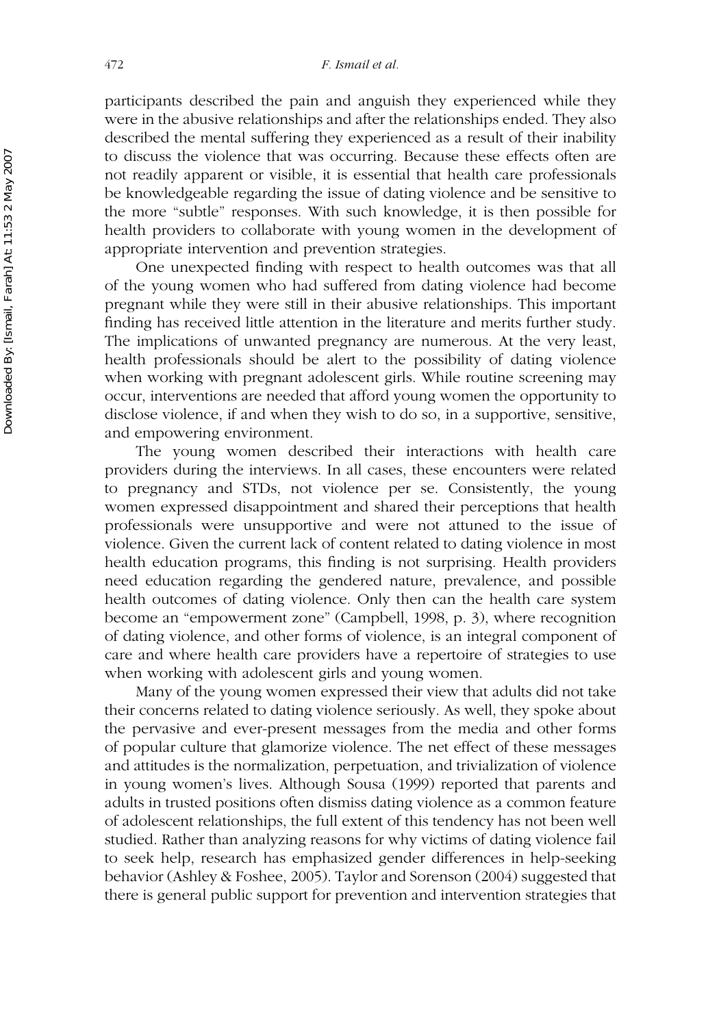participants described the pain and anguish they experienced while they were in the abusive relationships and after the relationships ended. They also described the mental suffering they experienced as a result of their inability to discuss the violence that was occurring. Because these effects often are not readily apparent or visible, it is essential that health care professionals be knowledgeable regarding the issue of dating violence and be sensitive to the more "subtle" responses. With such knowledge, it is then possible for health providers to collaborate with young women in the development of appropriate intervention and prevention strategies.

One unexpected finding with respect to health outcomes was that all of the young women who had suffered from dating violence had become pregnant while they were still in their abusive relationships. This important finding has received little attention in the literature and merits further study. The implications of unwanted pregnancy are numerous. At the very least, health professionals should be alert to the possibility of dating violence when working with pregnant adolescent girls. While routine screening may occur, interventions are needed that afford young women the opportunity to disclose violence, if and when they wish to do so, in a supportive, sensitive, and empowering environment.

The young women described their interactions with health care providers during the interviews. In all cases, these encounters were related to pregnancy and STDs, not violence per se. Consistently, the young women expressed disappointment and shared their perceptions that health professionals were unsupportive and were not attuned to the issue of violence. Given the current lack of content related to dating violence in most health education programs, this finding is not surprising. Health providers need education regarding the gendered nature, prevalence, and possible health outcomes of dating violence. Only then can the health care system become an "empowerment zone" (Campbell, 1998, p. 3), where recognition of dating violence, and other forms of violence, is an integral component of care and where health care providers have a repertoire of strategies to use when working with adolescent girls and young women.

Many of the young women expressed their view that adults did not take their concerns related to dating violence seriously. As well, they spoke about the pervasive and ever-present messages from the media and other forms of popular culture that glamorize violence. The net effect of these messages and attitudes is the normalization, perpetuation, and trivialization of violence in young women's lives. Although Sousa (1999) reported that parents and adults in trusted positions often dismiss dating violence as a common feature of adolescent relationships, the full extent of this tendency has not been well studied. Rather than analyzing reasons for why victims of dating violence fail to seek help, research has emphasized gender differences in help-seeking behavior (Ashley & Foshee, 2005). Taylor and Sorenson (2004) suggested that there is general public support for prevention and intervention strategies that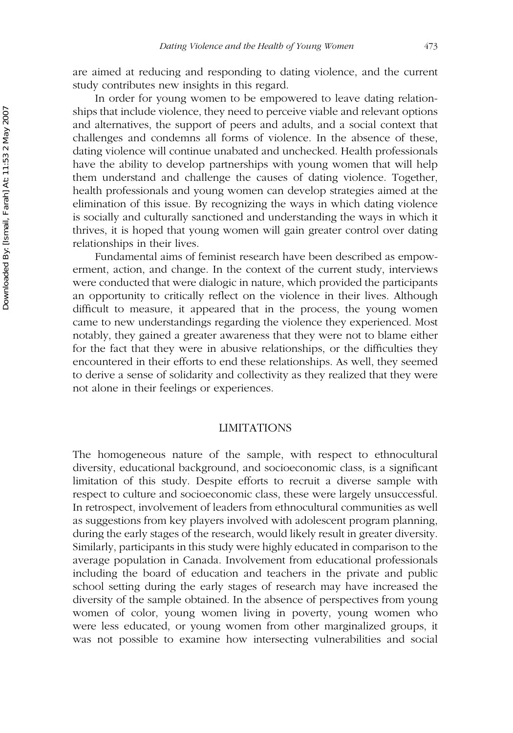are aimed at reducing and responding to dating violence, and the current study contributes new insights in this regard.

In order for young women to be empowered to leave dating relationships that include violence, they need to perceive viable and relevant options and alternatives, the support of peers and adults, and a social context that challenges and condemns all forms of violence. In the absence of these, dating violence will continue unabated and unchecked. Health professionals have the ability to develop partnerships with young women that will help them understand and challenge the causes of dating violence. Together, health professionals and young women can develop strategies aimed at the elimination of this issue. By recognizing the ways in which dating violence is socially and culturally sanctioned and understanding the ways in which it thrives, it is hoped that young women will gain greater control over dating relationships in their lives.

Fundamental aims of feminist research have been described as empowerment, action, and change. In the context of the current study, interviews were conducted that were dialogic in nature, which provided the participants an opportunity to critically reflect on the violence in their lives. Although difficult to measure, it appeared that in the process, the young women came to new understandings regarding the violence they experienced. Most notably, they gained a greater awareness that they were not to blame either for the fact that they were in abusive relationships, or the difficulties they encountered in their efforts to end these relationships. As well, they seemed to derive a sense of solidarity and collectivity as they realized that they were not alone in their feelings or experiences.

## LIMITATIONS

The homogeneous nature of the sample, with respect to ethnocultural diversity, educational background, and socioeconomic class, is a significant limitation of this study. Despite efforts to recruit a diverse sample with respect to culture and socioeconomic class, these were largely unsuccessful. In retrospect, involvement of leaders from ethnocultural communities as well as suggestions from key players involved with adolescent program planning, during the early stages of the research, would likely result in greater diversity. Similarly, participants in this study were highly educated in comparison to the average population in Canada. Involvement from educational professionals including the board of education and teachers in the private and public school setting during the early stages of research may have increased the diversity of the sample obtained. In the absence of perspectives from young women of color, young women living in poverty, young women who were less educated, or young women from other marginalized groups, it was not possible to examine how intersecting vulnerabilities and social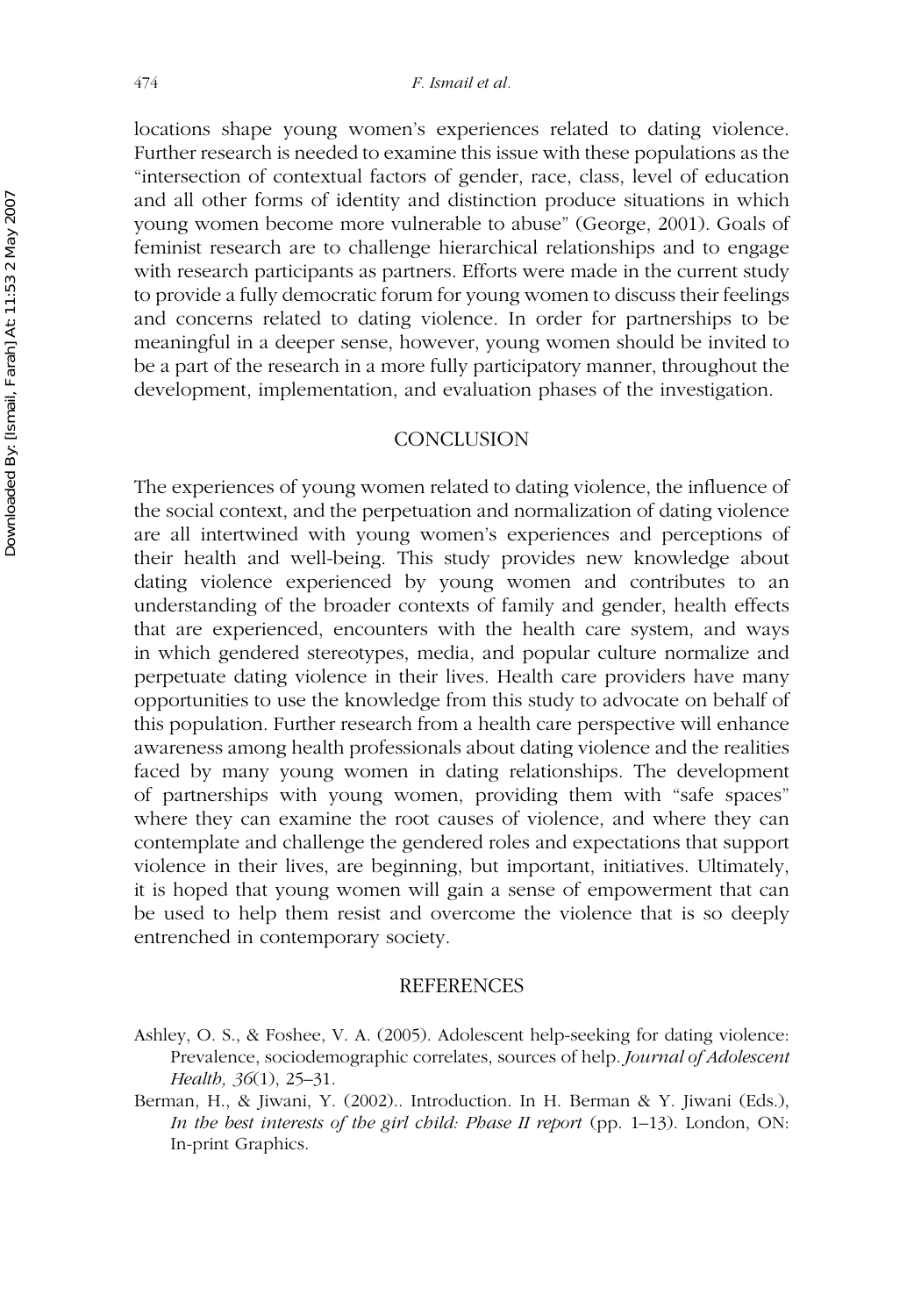locations shape young women's experiences related to dating violence. Further research is needed to examine this issue with these populations as the "intersection of contextual factors of gender, race, class, level of education and all other forms of identity and distinction produce situations in which young women become more vulnerable to abuse" (George, 2001). Goals of feminist research are to challenge hierarchical relationships and to engage with research participants as partners. Efforts were made in the current study to provide a fully democratic forum for young women to discuss their feelings and concerns related to dating violence. In order for partnerships to be meaningful in a deeper sense, however, young women should be invited to be a part of the research in a more fully participatory manner, throughout the development, implementation, and evaluation phases of the investigation.

## CONCLUSION

The experiences of young women related to dating violence, the influence of the social context, and the perpetuation and normalization of dating violence are all intertwined with young women's experiences and perceptions of their health and well-being. This study provides new knowledge about dating violence experienced by young women and contributes to an understanding of the broader contexts of family and gender, health effects that are experienced, encounters with the health care system, and ways in which gendered stereotypes, media, and popular culture normalize and perpetuate dating violence in their lives. Health care providers have many opportunities to use the knowledge from this study to advocate on behalf of this population. Further research from a health care perspective will enhance awareness among health professionals about dating violence and the realities faced by many young women in dating relationships. The development of partnerships with young women, providing them with "safe spaces" where they can examine the root causes of violence, and where they can contemplate and challenge the gendered roles and expectations that support violence in their lives, are beginning, but important, initiatives. Ultimately, it is hoped that young women will gain a sense of empowerment that can be used to help them resist and overcome the violence that is so deeply entrenched in contemporary society.

## REFERENCES

Ashley, O. S., & Foshee, V. A. (2005). Adolescent help-seeking for dating violence: Prevalence, sociodemographic correlates, sources of help. *Journal of Adolescent Health, 36*(1), 25–31.

Berman, H., & Jiwani, Y. (2002).. Introduction. In H. Berman & Y. Jiwani (Eds.), *In the best interests of the girl child: Phase II report* (pp. 1–13). London, ON: In-print Graphics.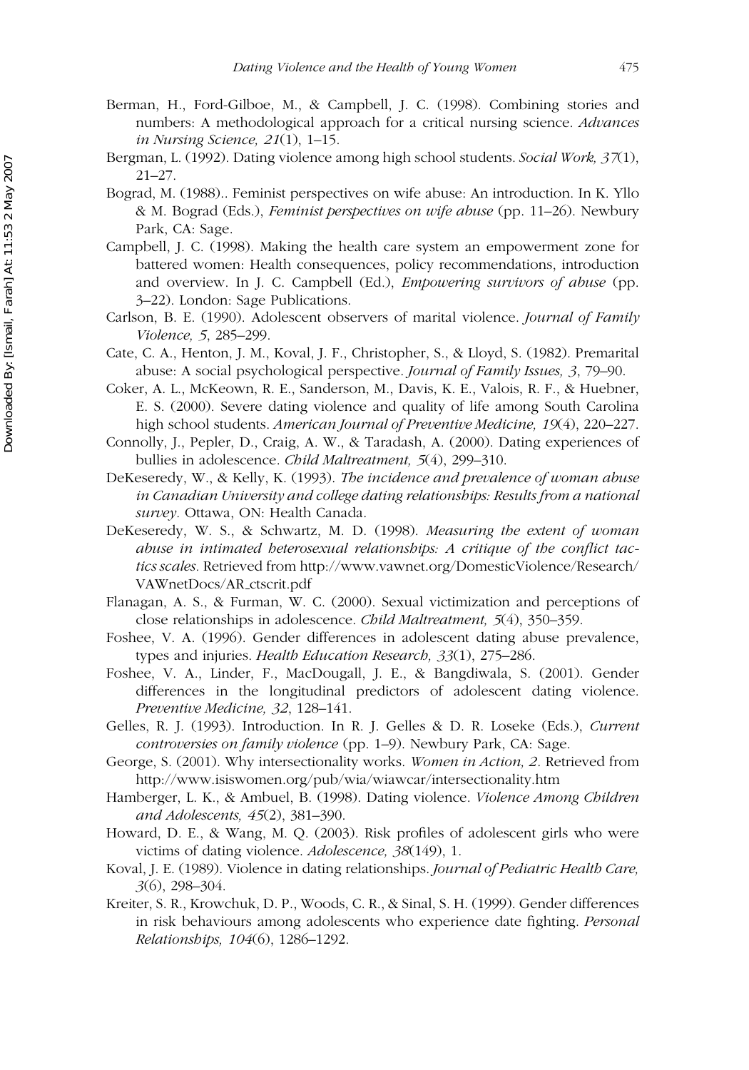Berman, H., Ford-Gilboe, M., & Campbell, J. C. (1998). Combining stories and numbers: A methodological approach for a critical nursing science. *Advances in Nursing Science, 21*(1), 1–15.

Bergman, L. (1992). Dating violence among high school students. *Social Work, 37*(1), 21–27.

Bograd, M. (1988).. Feminist perspectives on wife abuse: An introduction. In K. Yllo & M. Bograd (Eds.), *Feminist perspectives on wife abuse* (pp. 11–26). Newbury Park, CA: Sage.

Campbell, J. C. (1998). Making the health care system an empowerment zone for battered women: Health consequences, policy recommendations, introduction and overview. In J. C. Campbell (Ed.), *Empowering survivors of abuse* (pp. 3–22). London: Sage Publications.

Carlson, B. E. (1990). Adolescent observers of marital violence. *Journal of Family Violence, 5*, 285–299.

Cate, C. A., Henton, J. M., Koval, J. F., Christopher, S., & Lloyd, S. (1982). Premarital abuse: A social psychological perspective. *Journal of Family Issues, 3*, 79–90.

Coker, A. L., McKeown, R. E., Sanderson, M., Davis, K. E., Valois, R. F., & Huebner, E. S. (2000). Severe dating violence and quality of life among South Carolina high school students. *American Journal of Preventive Medicine, 19*(4), 220–227.

Connolly, J., Pepler, D., Craig, A. W., & Taradash, A. (2000). Dating experiences of bullies in adolescence. *Child Maltreatment, 5*(4), 299–310.

DeKeseredy, W., & Kelly, K. (1993). *The incidence and prevalence of woman abuse in Canadian University and college dating relationships: Results from a national survey*. Ottawa, ON: Health Canada.

DeKeseredy, W. S., & Schwartz, M. D. (1998). *Measuring the extent of woman abuse in intimated heterosexual relationships: A critique of the conflict tactics scales*. Retrieved from http://www.vawnet.org/DomesticViolence/Research/VAWnetDocs/AR_ctscrit.pdf

Flanagan, A. S., & Furman, W. C. (2000). Sexual victimization and perceptions of close relationships in adolescence. *Child Maltreatment, 5*(4), 350–359.

Foshee, V. A. (1996). Gender differences in adolescent dating abuse prevalence, types and injuries. *Health Education Research, 33*(1), 275–286.

Foshee, V. A., Linder, F., MacDougall, J. E., & Bangdiwala, S. (2001). Gender differences in the longitudinal predictors of adolescent dating violence. *Preventive Medicine, 32*, 128–141.

Gelles, R. J. (1993). Introduction. In R. J. Gelles & D. R. Loseke (Eds.), *Current controversies on family violence* (pp. 1–9). Newbury Park, CA: Sage.

George, S. (2001). Why intersectionality works. *Women in Action, 2*. Retrieved from http://www.isiswomen.org/pub/wia/wiawcar/intersectionality.htm

Hamberger, L. K., & Ambuel, B. (1998). Dating violence. *Violence Among Children and Adolescents, 45*(2), 381–390.

Howard, D. E., & Wang, M. Q. (2003). Risk profiles of adolescent girls who were victims of dating violence. *Adolescence, 38*(149), 1.

Koval, J. E. (1989). Violence in dating relationships. *Journal of Pediatric Health Care, 3*(6), 298–304.

Kreiter, S. R., Krowchuk, D. P., Woods, C. R., & Sinal, S. H. (1999). Gender differences in risk behaviours among adolescents who experience date fighting. *Personal Relationships, 104*(6), 1286–1292.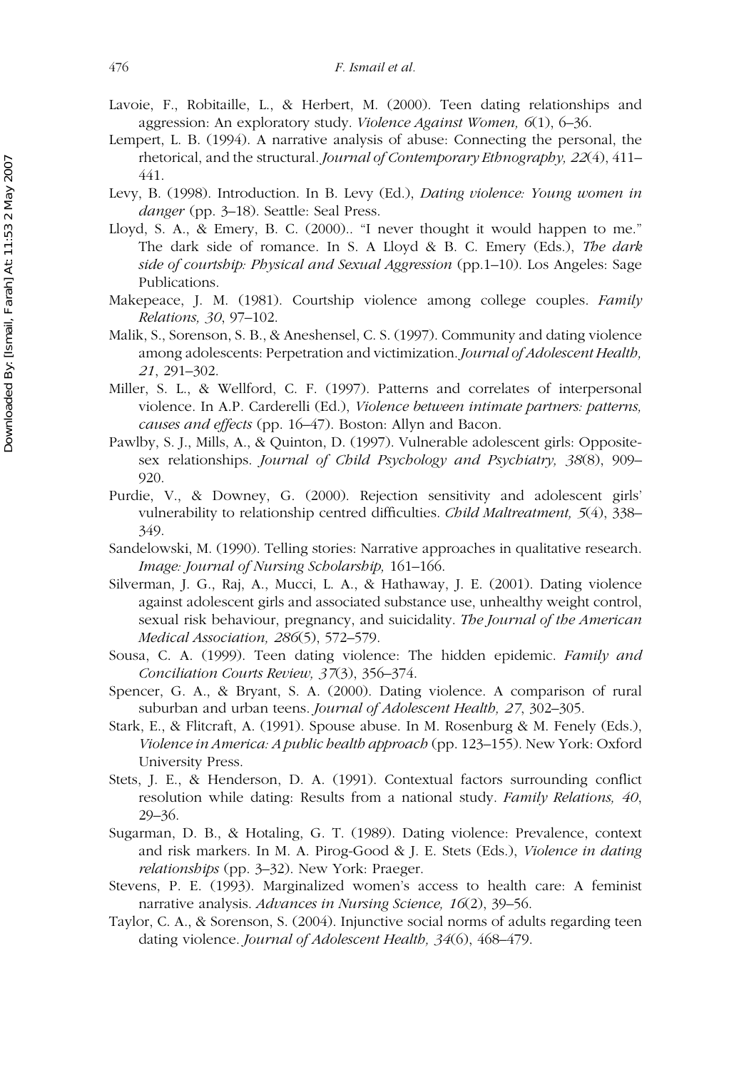Lavoie, F., Robitaille, L., & Herbert, M. (2000). Teen dating relationships and aggression: An exploratory study. *Violence Against Women, 6*(1), 6–36.

Lempert, L. B. (1994). A narrative analysis of abuse: Connecting the personal, the rhetorical, and the structural. *Journal of Contemporary Ethnography, 22*(4), 411–441.

Levy, B. (1998). Introduction. In B. Levy (Ed.), *Dating violence: Young women in danger* (pp. 3–18). Seattle: Seal Press.

Lloyd, S. A., & Emery, B. C. (2000).. "I never thought it would happen to me." The dark side of romance. In S. A Lloyd & B. C. Emery (Eds.), *The dark side of courtship: Physical and Sexual Aggression* (pp.1–10). Los Angeles: Sage Publications.

Makepeace, J. M. (1981). Courtship violence among college couples. *Family Relations, 30*, 97–102.

Malik, S., Sorenson, S. B., & Aneshensel, C. S. (1997). Community and dating violence among adolescents: Perpetration and victimization. *Journal of Adolescent Health, 21*, 291–302.

Miller, S. L., & Wellford, C. F. (1997). Patterns and correlates of interpersonal violence. In A.P. Carderelli (Ed.), *Violence between intimate partners: patterns, causes and effects* (pp. 16–47). Boston: Allyn and Bacon.

Pawlby, S. J., Mills, A., & Quinton, D. (1997). Vulnerable adolescent girls: Opposite-sex relationships. *Journal of Child Psychology and Psychiatry, 38*(8), 909–920.

Purdie, V., & Downey, G. (2000). Rejection sensitivity and adolescent girls' vulnerability to relationship centred difficulties. *Child Maltreatment, 5*(4), 338–349.

Sandelowski, M. (1990). Telling stories: Narrative approaches in qualitative research. *Image: Journal of Nursing Scholarship,* 161–166.

Silverman, J. G., Raj, A., Mucci, L. A., & Hathaway, J. E. (2001). Dating violence against adolescent girls and associated substance use, unhealthy weight control, sexual risk behaviour, pregnancy, and suicidality. *The Journal of the American Medical Association, 286*(5), 572–579.

Sousa, C. A. (1999). Teen dating violence: The hidden epidemic. *Family and Conciliation Courts Review, 37*(3), 356–374.

Spencer, G. A., & Bryant, S. A. (2000). Dating violence. A comparison of rural suburban and urban teens. *Journal of Adolescent Health, 27*, 302–305.

Stark, E., & Flitcraft, A. (1991). Spouse abuse. In M. Rosenburg & M. Fenely (Eds.), *Violence in America: A public health approach* (pp. 123–155). New York: Oxford University Press.

Stets, J. E., & Henderson, D. A. (1991). Contextual factors surrounding conflict resolution while dating: Results from a national study. *Family Relations, 40*, 29–36.

Sugarman, D. B., & Hotaling, G. T. (1989). Dating violence: Prevalence, context and risk markers. In M. A. Pirog-Good & J. E. Stets (Eds.), *Violence in dating relationships* (pp. 3–32). New York: Praeger.

Stevens, P. E. (1993). Marginalized women's access to health care: A feminist narrative analysis. *Advances in Nursing Science, 16*(2), 39–56.

Taylor, C. A., & Sorenson, S. (2004). Injunctive social norms of adults regarding teen dating violence. *Journal of Adolescent Health, 34*(6), 468–479.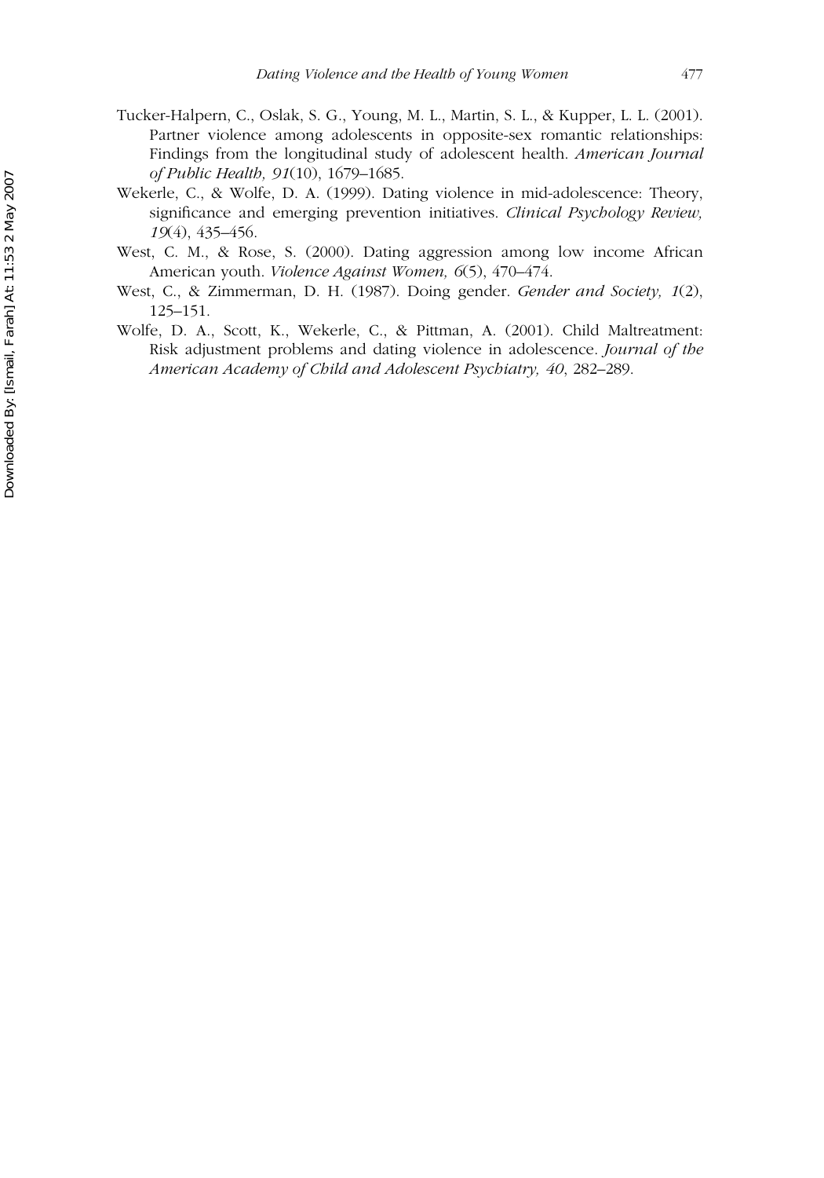Tucker-Halpern, C., Oslak, S. G., Young, M. L., Martin, S. L., & Kupper, L. L. (2001). Partner violence among adolescents in opposite-sex romantic relationships: Findings from the longitudinal study of adolescent health. *American Journal of Public Health, 91*(10), 1679–1685.

Wekerle, C., & Wolfe, D. A. (1999). Dating violence in mid-adolescence: Theory, significance and emerging prevention initiatives. *Clinical Psychology Review, 19*(4), 435–456.

West, C. M., & Rose, S. (2000). Dating aggression among low income African American youth. *Violence Against Women, 6*(5), 470–474.

West, C., & Zimmerman, D. H. (1987). Doing gender. *Gender and Society, 1*(2), 125–151.

Wolfe, D. A., Scott, K., Wekerle, C., & Pittman, A. (2001). Child Maltreatment: Risk adjustment problems and dating violence in adolescence. *Journal of the American Academy of Child and Adolescent Psychiatry, 40*, 282–289.